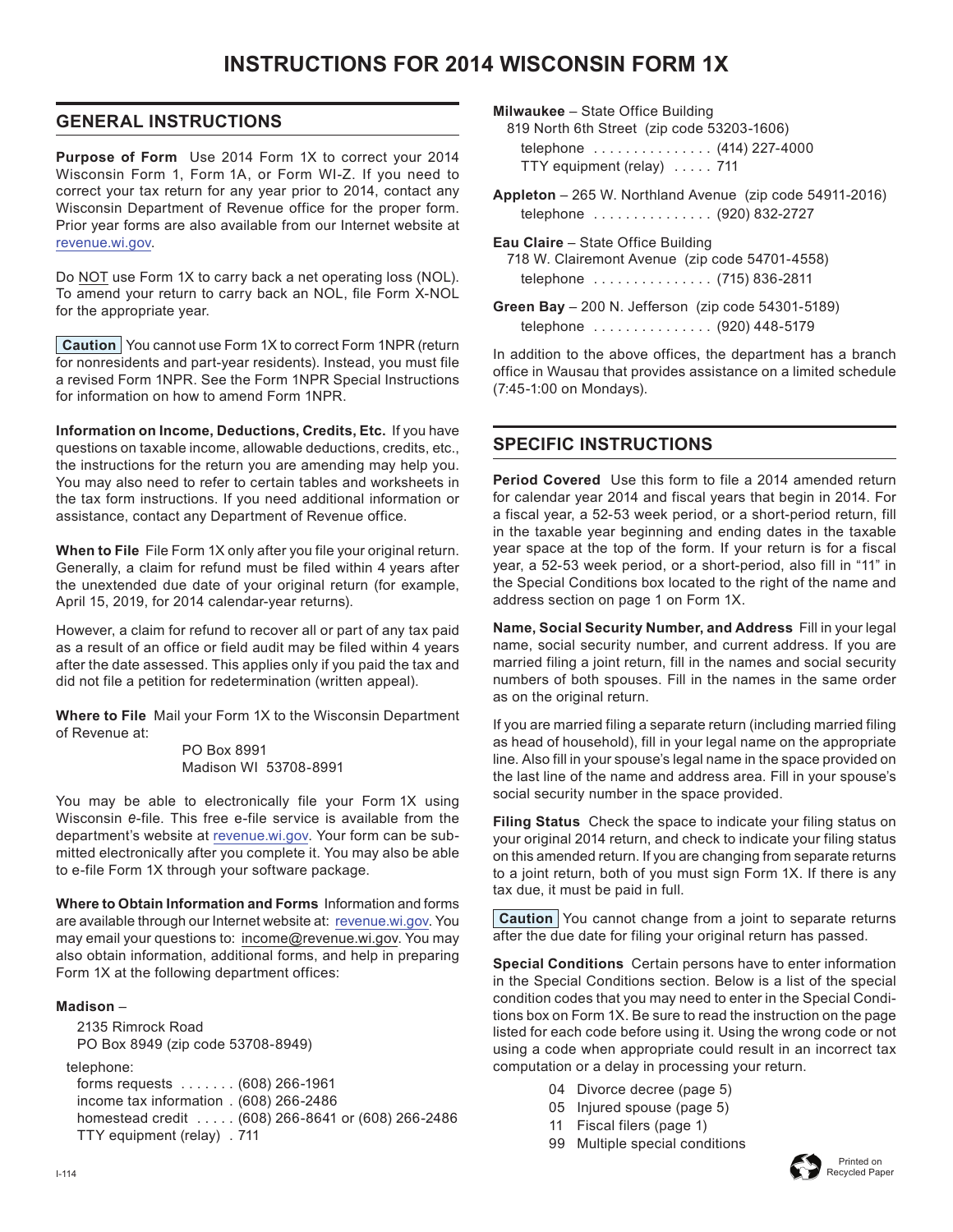# INSTRUCTIONS FOR 2014 WISCONSIN FORM 1X

## GENERAL INSTRUCTIONS

**Purpose of Form** Use 2014 Form 1X to correct your 2014 Wisconsin Form 1, Form 1A, or Form WI-Z. If you need to correct your tax return for any year prior to 2014, contact any Wisconsin Department of Revenue office for the proper form. Prior year forms are also available from our Internet website at revenue.wi.gov.

Do NOT use Form 1X to carry back a net operating loss (NOL). To amend your return to carry back an NOL, file Form X-NOL for the appropriate year.

**Caution** You cannot use Form 1X to correct Form 1NPR (return for nonresidents and part-year residents). Instead, you must file a revised Form 1NPR. See the Form 1NPR Special Instructions for information on how to amend Form 1NPR.

**Information on Income, Deductions, Credits, Etc.** If you have questions on taxable income, allowable deductions, credits, etc., the instructions for the return you are amending may help you. You may also need to refer to certain tables and worksheets in the tax form instructions. If you need additional information or assistance, contact any Department of Revenue office.

**When to File** File Form 1X only after you file your original return. Generally, a claim for refund must be filed within 4 years after the unextended due date of your original return (for example, April 15, 2019, for 2014 calendar-year returns).

However, a claim for refund to recover all or part of any tax paid as a result of an office or field audit may be filed within 4 years after the date assessed. This applies only if you paid the tax and did not file a petition for redetermination (written appeal).

**Where to File** Mail your Form 1X to the Wisconsin Department of Revenue at:

PO Box 8991
Madison WI 53708-8991

You may be able to electronically file your Form 1X using Wisconsin *e*-file. This free e-file service is available from the department's website at revenue.wi.gov. Your form can be submitted electronically after you complete it. You may also be able to e-file Form 1X through your software package.

**Where to Obtain Information and Forms** Information and forms are available through our Internet website at: revenue.wi.gov. You may email your questions to: income@revenue.wi.gov. You may also obtain information, additional forms, and help in preparing Form 1X at the following department offices:

**Madison** –
2135 Rimrock Road
PO Box 8949 (zip code 53708-8949)

telephone:
forms requests . . . . . . . (608) 266-1961
income tax information . (608) 266-2486
homestead credit . . . . . (608) 266-8641 or (608) 266-2486
TTY equipment (relay) . 711

**Milwaukee** – State Office Building
819 North 6th Street (zip code 53203-1606)
telephone . . . . . . . . . . . . . . . (414) 227-4000
TTY equipment (relay) . . . . . 711

**Appleton** – 265 W. Northland Avenue (zip code 54911-2016)
telephone . . . . . . . . . . . . . . . (920) 832-2727

**Eau Claire** – State Office Building
718 W. Clairemont Avenue (zip code 54701-4558)
telephone . . . . . . . . . . . . . . . (715) 836-2811

**Green Bay** – 200 N. Jefferson (zip code 54301-5189)
telephone . . . . . . . . . . . . . . . (920) 448-5179

In addition to the above offices, the department has a branch office in Wausau that provides assistance on a limited schedule (7:45-1:00 on Mondays).

## SPECIFIC INSTRUCTIONS

**Period Covered** Use this form to file a 2014 amended return for calendar year 2014 and fiscal years that begin in 2014. For a fiscal year, a 52-53 week period, or a short-period return, fill in the taxable year beginning and ending dates in the taxable year space at the top of the form. If your return is for a fiscal year, a 52-53 week period, or a short-period, also fill in "11" in the Special Conditions box located to the right of the name and address section on page 1 on Form 1X.

**Name, Social Security Number, and Address** Fill in your legal name, social security number, and current address. If you are married filing a joint return, fill in the names and social security numbers of both spouses. Fill in the names in the same order as on the original return.

If you are married filing a separate return (including married filing as head of household), fill in your legal name on the appropriate line. Also fill in your spouse's legal name in the space provided on the last line of the name and address area. Fill in your spouse's social security number in the space provided.

**Filing Status** Check the space to indicate your filing status on your original 2014 return, and check to indicate your filing status on this amended return. If you are changing from separate returns to a joint return, both of you must sign Form 1X. If there is any tax due, it must be paid in full.

**Caution** You cannot change from a joint to separate returns after the due date for filing your original return has passed.

**Special Conditions** Certain persons have to enter information in the Special Conditions section. Below is a list of the special condition codes that you may need to enter in the Special Conditions box on Form 1X. Be sure to read the instruction on the page listed for each code before using it. Using the wrong code or not using a code when appropriate could result in an incorrect tax computation or a delay in processing your return.

- 04 Divorce decree (page 5)
- 05 Injured spouse (page 5)
- 11 Fiscal filers (page 1)
- 99 Multiple special conditions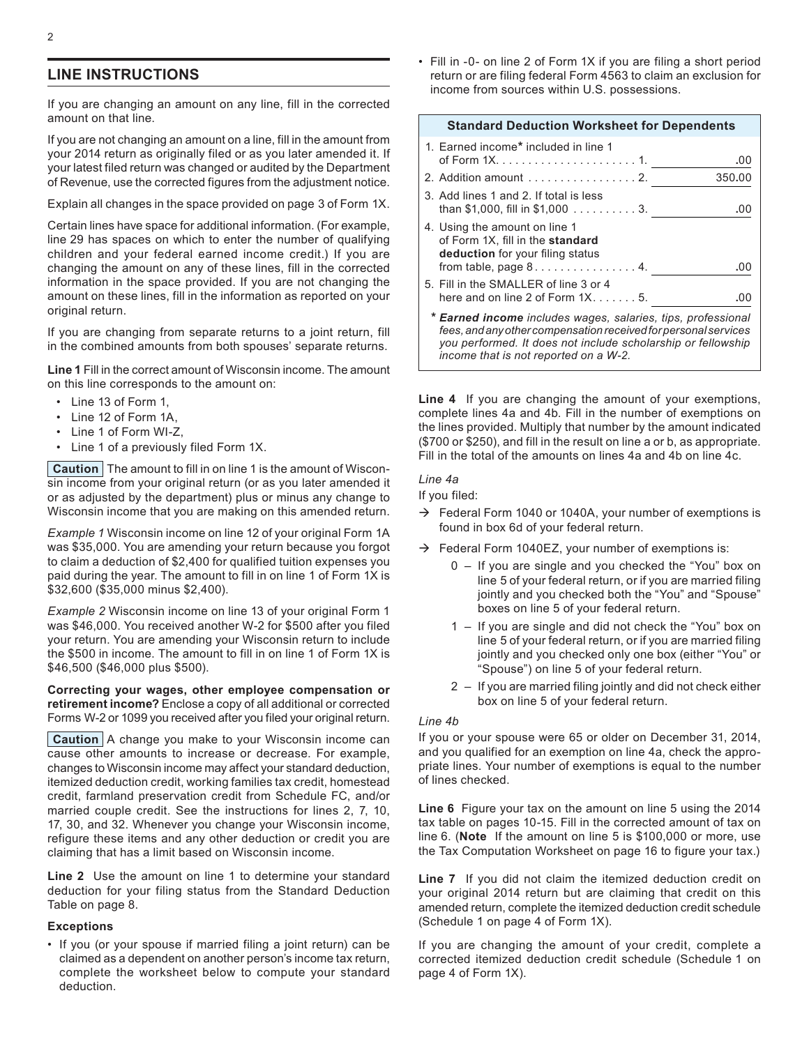## LINE INSTRUCTIONS

If you are changing an amount on any line, fill in the corrected amount on that line.

If you are not changing an amount on a line, fill in the amount from your 2014 return as originally filed or as you later amended it. If your latest filed return was changed or audited by the Department of Revenue, use the corrected figures from the adjustment notice.

Explain all changes in the space provided on page 3 of Form 1X.

Certain lines have space for additional information. (For example, line 29 has spaces on which to enter the number of qualifying children and your federal earned income credit.) If you are changing the amount on any of these lines, fill in the corrected information in the space provided. If you are not changing the amount on these lines, fill in the information as reported on your original return.

If you are changing from separate returns to a joint return, fill in the combined amounts from both spouses' separate returns.

**Line 1** Fill in the correct amount of Wisconsin income. The amount on this line corresponds to the amount on:

- Line 13 of Form 1,
- Line 12 of Form 1A,
- Line 1 of Form WI-Z,
- Line 1 of a previously filed Form 1X.

**Caution** The amount to fill in on line 1 is the amount of Wisconsin income from your original return (or as you later amended it or as adjusted by the department) plus or minus any change to Wisconsin income that you are making on this amended return.

*Example 1* Wisconsin income on line 12 of your original Form 1A was $35,000. You are amending your return because you forgot to claim a deduction of $2,400 for qualified tuition expenses you paid during the year. The amount to fill in on line 1 of Form 1X is $32,600 ($35,000 minus $2,400).

*Example 2* Wisconsin income on line 13 of your original Form 1 was $46,000. You received another W-2 for $500 after you filed your return. You are amending your Wisconsin return to include the $500 in income. The amount to fill in on line 1 of Form 1X is $46,500 ($46,000 plus $500).

**Correcting your wages, other employee compensation or retirement income?** Enclose a copy of all additional or corrected Forms W-2 or 1099 you received after you filed your original return.

**Caution** A change you make to your Wisconsin income can cause other amounts to increase or decrease. For example, changes to Wisconsin income may affect your standard deduction, itemized deduction credit, working families tax credit, homestead credit, farmland preservation credit from Schedule FC, and/or married couple credit. See the instructions for lines 2, 7, 10, 17, 30, and 32. Whenever you change your Wisconsin income, refigure these items and any other deduction or credit you are claiming that has a limit based on Wisconsin income.

**Line 2** Use the amount on line 1 to determine your standard deduction for your filing status from the Standard Deduction Table on page 8.

**Exceptions**

- If you (or your spouse if married filing a joint return) can be claimed as a dependent on another person's income tax return, complete the worksheet below to compute your standard deduction.
- Fill in -0- on line 2 of Form 1X if you are filing a short period return or are filing federal Form 4563 to claim an exclusion for income from sources within U.S. possessions.

**Standard Deduction Worksheet for Dependents**

| | | |
|---|---|---|
| 1. Earned income* included in line 1 of Form 1X | 1. | .00 |
| 2. Addition amount | 2. | 350.00 |
| 3. Add lines 1 and 2. If total is less than $1,000, fill in $1,000 | 3. | .00 |
| 4. Using the amount on line 1 of Form 1X, fill in the **standard deduction** for your filing status from table, page 8 | 4. | .00 |
| 5. Fill in the SMALLER of line 3 or 4 here and on line 2 of Form 1X | 5. | .00 |

\* ***Earned income*** *includes wages, salaries, tips, professional fees, and any other compensation received for personal services you performed. It does not include scholarship or fellowship income that is not reported on a W-2.*

**Line 4** If you are changing the amount of your exemptions, complete lines 4a and 4b. Fill in the number of exemptions on the lines provided. Multiply that number by the amount indicated ($700 or $250), and fill in the result on line a or b, as appropriate. Fill in the total of the amounts on lines 4a and 4b on line 4c.

*Line 4a*

If you filed:

→ Federal Form 1040 or 1040A, your number of exemptions is found in box 6d of your federal return.

→ Federal Form 1040EZ, your number of exemptions is:

- 0 – If you are single and you checked the "You" box on line 5 of your federal return, or if you are married filing jointly and you checked both the "You" and "Spouse" boxes on line 5 of your federal return.
- 1 – If you are single and did not check the "You" box on line 5 of your federal return, or if you are married filing jointly and you checked only one box (either "You" or "Spouse") on line 5 of your federal return.
- 2 – If you are married filing jointly and did not check either box on line 5 of your federal return.

*Line 4b*

If you or your spouse were 65 or older on December 31, 2014, and you qualified for an exemption on line 4a, check the appropriate lines. Your number of exemptions is equal to the number of lines checked.

**Line 6** Figure your tax on the amount on line 5 using the 2014 tax table on pages 10-15. Fill in the corrected amount of tax on line 6. (**Note** If the amount on line 5 is $100,000 or more, use the Tax Computation Worksheet on page 16 to figure your tax.)

**Line 7** If you did not claim the itemized deduction credit on your original 2014 return but are claiming that credit on this amended return, complete the itemized deduction credit schedule (Schedule 1 on page 4 of Form 1X).

If you are changing the amount of your credit, complete a corrected itemized deduction credit schedule (Schedule 1 on page 4 of Form 1X).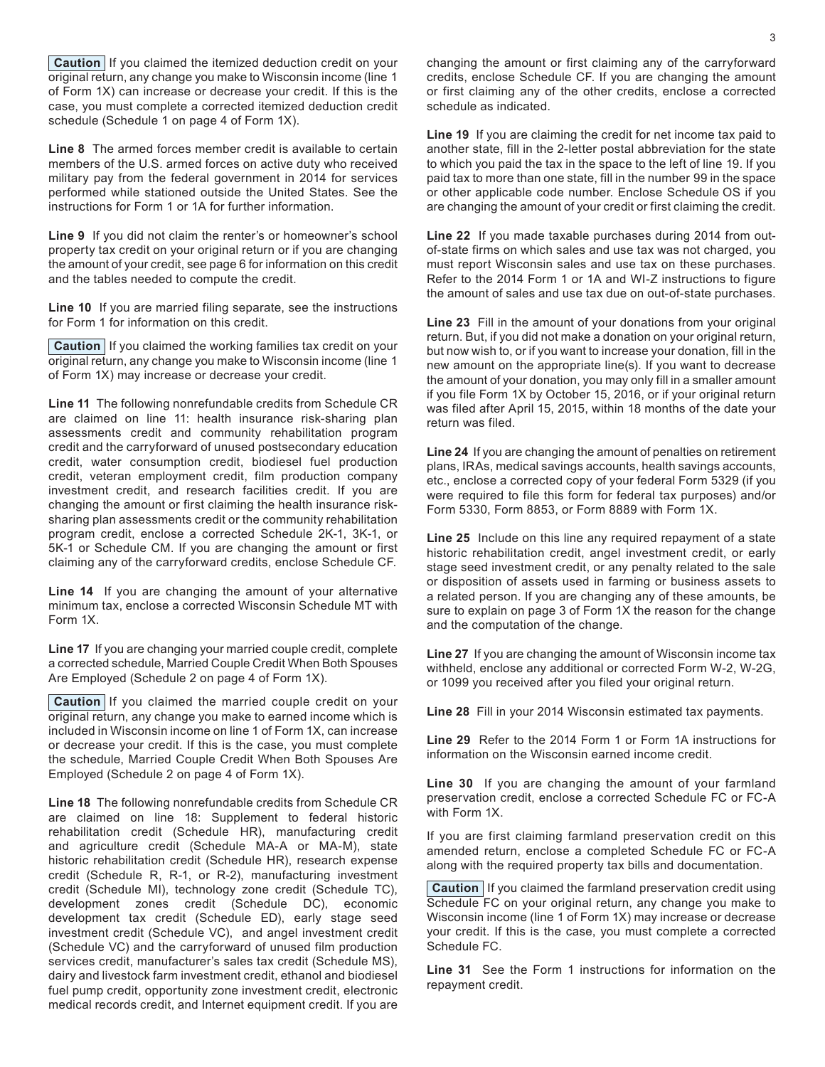**Caution** If you claimed the itemized deduction credit on your original return, any change you make to Wisconsin income (line 1 of Form 1X) can increase or decrease your credit. If this is the case, you must complete a corrected itemized deduction credit schedule (Schedule 1 on page 4 of Form 1X).

**Line 8** The armed forces member credit is available to certain members of the U.S. armed forces on active duty who received military pay from the federal government in 2014 for services performed while stationed outside the United States. See the instructions for Form 1 or 1A for further information.

**Line 9** If you did not claim the renter's or homeowner's school property tax credit on your original return or if you are changing the amount of your credit, see page 6 for information on this credit and the tables needed to compute the credit.

**Line 10** If you are married filing separate, see the instructions for Form 1 for information on this credit.

**Caution** If you claimed the working families tax credit on your original return, any change you make to Wisconsin income (line 1 of Form 1X) may increase or decrease your credit.

**Line 11** The following nonrefundable credits from Schedule CR are claimed on line 11: health insurance risk-sharing plan assessments credit and community rehabilitation program credit and the carryforward of unused postsecondary education credit, water consumption credit, biodiesel fuel production credit, veteran employment credit, film production company investment credit, and research facilities credit. If you are changing the amount or first claiming the health insurance risk-sharing plan assessments credit or the community rehabilitation program credit, enclose a corrected Schedule 2K-1, 3K-1, or 5K-1 or Schedule CM. If you are changing the amount or first claiming any of the carryforward credits, enclose Schedule CF.

**Line 14** If you are changing the amount of your alternative minimum tax, enclose a corrected Wisconsin Schedule MT with Form 1X.

**Line 17** If you are changing your married couple credit, complete a corrected schedule, Married Couple Credit When Both Spouses Are Employed (Schedule 2 on page 4 of Form 1X).

**Caution** If you claimed the married couple credit on your original return, any change you make to earned income which is included in Wisconsin income on line 1 of Form 1X, can increase or decrease your credit. If this is the case, you must complete the schedule, Married Couple Credit When Both Spouses Are Employed (Schedule 2 on page 4 of Form 1X).

**Line 18** The following nonrefundable credits from Schedule CR are claimed on line 18: Supplement to federal historic rehabilitation credit (Schedule HR), manufacturing credit and agriculture credit (Schedule MA-A or MA-M), state historic rehabilitation credit (Schedule HR), research expense credit (Schedule R, R-1, or R-2), manufacturing investment credit (Schedule MI), technology zone credit (Schedule TC), development zones credit (Schedule DC), economic development tax credit (Schedule ED), early stage seed investment credit (Schedule VC), and angel investment credit (Schedule VC) and the carryforward of unused film production services credit, manufacturer's sales tax credit (Schedule MS), dairy and livestock farm investment credit, ethanol and biodiesel fuel pump credit, opportunity zone investment credit, electronic medical records credit, and Internet equipment credit. If you are changing the amount or first claiming any of the carryforward credits, enclose Schedule CF. If you are changing the amount or first claiming any of the other credits, enclose a corrected schedule as indicated.

**Line 19** If you are claiming the credit for net income tax paid to another state, fill in the 2-letter postal abbreviation for the state to which you paid the tax in the space to the left of line 19. If you paid tax to more than one state, fill in the number 99 in the space or other applicable code number. Enclose Schedule OS if you are changing the amount of your credit or first claiming the credit.

**Line 22** If you made taxable purchases during 2014 from out-of-state firms on which sales and use tax was not charged, you must report Wisconsin sales and use tax on these purchases. Refer to the 2014 Form 1 or 1A and WI-Z instructions to figure the amount of sales and use tax due on out-of-state purchases.

**Line 23** Fill in the amount of your donations from your original return. But, if you did not make a donation on your original return, but now wish to, or if you want to increase your donation, fill in the new amount on the appropriate line(s). If you want to decrease the amount of your donation, you may only fill in a smaller amount if you file Form 1X by October 15, 2016, or if your original return was filed after April 15, 2015, within 18 months of the date your return was filed.

**Line 24** If you are changing the amount of penalties on retirement plans, IRAs, medical savings accounts, health savings accounts, etc., enclose a corrected copy of your federal Form 5329 (if you were required to file this form for federal tax purposes) and/or Form 5330, Form 8853, or Form 8889 with Form 1X.

**Line 25** Include on this line any required repayment of a state historic rehabilitation credit, angel investment credit, or early stage seed investment credit, or any penalty related to the sale or disposition of assets used in farming or business assets to a related person. If you are changing any of these amounts, be sure to explain on page 3 of Form 1X the reason for the change and the computation of the change.

**Line 27** If you are changing the amount of Wisconsin income tax withheld, enclose any additional or corrected Form W-2, W-2G, or 1099 you received after you filed your original return.

**Line 28** Fill in your 2014 Wisconsin estimated tax payments.

**Line 29** Refer to the 2014 Form 1 or Form 1A instructions for information on the Wisconsin earned income credit.

**Line 30** If you are changing the amount of your farmland preservation credit, enclose a corrected Schedule FC or FC-A with Form 1X.

If you are first claiming farmland preservation credit on this amended return, enclose a completed Schedule FC or FC-A along with the required property tax bills and documentation.

**Caution** If you claimed the farmland preservation credit using Schedule FC on your original return, any change you make to Wisconsin income (line 1 of Form 1X) may increase or decrease your credit. If this is the case, you must complete a corrected Schedule FC.

**Line 31** See the Form 1 instructions for information on the repayment credit.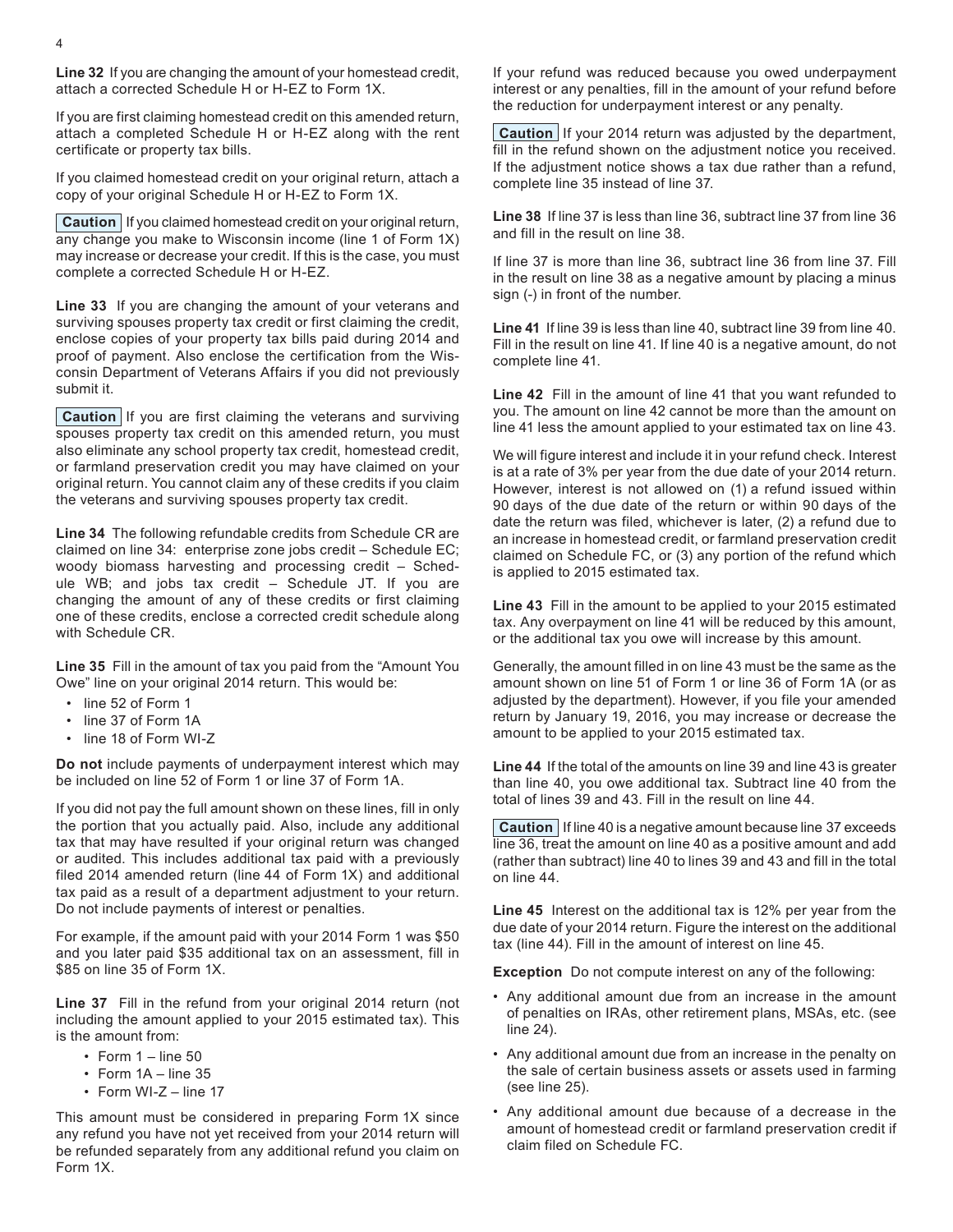**Line 32** If you are changing the amount of your homestead credit, attach a corrected Schedule H or H-EZ to Form 1X.

If you are first claiming homestead credit on this amended return, attach a completed Schedule H or H-EZ along with the rent certificate or property tax bills.

If you claimed homestead credit on your original return, attach a copy of your original Schedule H or H-EZ to Form 1X.

**Caution** If you claimed homestead credit on your original return, any change you make to Wisconsin income (line 1 of Form 1X) may increase or decrease your credit. If this is the case, you must complete a corrected Schedule H or H-EZ.

**Line 33** If you are changing the amount of your veterans and surviving spouses property tax credit or first claiming the credit, enclose copies of your property tax bills paid during 2014 and proof of payment. Also enclose the certification from the Wisconsin Department of Veterans Affairs if you did not previously submit it.

**Caution** If you are first claiming the veterans and surviving spouses property tax credit on this amended return, you must also eliminate any school property tax credit, homestead credit, or farmland preservation credit you may have claimed on your original return. You cannot claim any of these credits if you claim the veterans and surviving spouses property tax credit.

**Line 34** The following refundable credits from Schedule CR are claimed on line 34: enterprise zone jobs credit – Schedule EC; woody biomass harvesting and processing credit – Schedule WB; and jobs tax credit – Schedule JT. If you are changing the amount of any of these credits or first claiming one of these credits, enclose a corrected credit schedule along with Schedule CR.

**Line 35** Fill in the amount of tax you paid from the "Amount You Owe" line on your original 2014 return. This would be:

- line 52 of Form 1
- line 37 of Form 1A
- line 18 of Form WI-Z

**Do not** include payments of underpayment interest which may be included on line 52 of Form 1 or line 37 of Form 1A.

If you did not pay the full amount shown on these lines, fill in only the portion that you actually paid. Also, include any additional tax that may have resulted if your original return was changed or audited. This includes additional tax paid with a previously filed 2014 amended return (line 44 of Form 1X) and additional tax paid as a result of a department adjustment to your return. Do not include payments of interest or penalties.

For example, if the amount paid with your 2014 Form 1 was $50 and you later paid $35 additional tax on an assessment, fill in $85 on line 35 of Form 1X.

**Line 37** Fill in the refund from your original 2014 return (not including the amount applied to your 2015 estimated tax). This is the amount from:

- Form 1 – line 50
- Form 1A – line 35
- Form WI-Z – line 17

This amount must be considered in preparing Form 1X since any refund you have not yet received from your 2014 return will be refunded separately from any additional refund you claim on Form 1X.

If your refund was reduced because you owed underpayment interest or any penalties, fill in the amount of your refund before the reduction for underpayment interest or any penalty.

**Caution** If your 2014 return was adjusted by the department, fill in the refund shown on the adjustment notice you received. If the adjustment notice shows a tax due rather than a refund, complete line 35 instead of line 37.

**Line 38** If line 37 is less than line 36, subtract line 37 from line 36 and fill in the result on line 38.

If line 37 is more than line 36, subtract line 36 from line 37. Fill in the result on line 38 as a negative amount by placing a minus sign (-) in front of the number.

**Line 41** If line 39 is less than line 40, subtract line 39 from line 40. Fill in the result on line 41. If line 40 is a negative amount, do not complete line 41.

**Line 42** Fill in the amount of line 41 that you want refunded to you. The amount on line 42 cannot be more than the amount on line 41 less the amount applied to your estimated tax on line 43.

We will figure interest and include it in your refund check. Interest is at a rate of 3% per year from the due date of your 2014 return. However, interest is not allowed on (1) a refund issued within 90 days of the due date of the return or within 90 days of the date the return was filed, whichever is later, (2) a refund due to an increase in homestead credit, or farmland preservation credit claimed on Schedule FC, or (3) any portion of the refund which is applied to 2015 estimated tax.

**Line 43** Fill in the amount to be applied to your 2015 estimated tax. Any overpayment on line 41 will be reduced by this amount, or the additional tax you owe will increase by this amount.

Generally, the amount filled in on line 43 must be the same as the amount shown on line 51 of Form 1 or line 36 of Form 1A (or as adjusted by the department). However, if you file your amended return by January 19, 2016, you may increase or decrease the amount to be applied to your 2015 estimated tax.

**Line 44** If the total of the amounts on line 39 and line 43 is greater than line 40, you owe additional tax. Subtract line 40 from the total of lines 39 and 43. Fill in the result on line 44.

**Caution** If line 40 is a negative amount because line 37 exceeds line 36, treat the amount on line 40 as a positive amount and add (rather than subtract) line 40 to lines 39 and 43 and fill in the total on line 44.

**Line 45** Interest on the additional tax is 12% per year from the due date of your 2014 return. Figure the interest on the additional tax (line 44). Fill in the amount of interest on line 45.

**Exception** Do not compute interest on any of the following:

- Any additional amount due from an increase in the amount of penalties on IRAs, other retirement plans, MSAs, etc. (see line 24).
- Any additional amount due from an increase in the penalty on the sale of certain business assets or assets used in farming (see line 25).
- Any additional amount due because of a decrease in the amount of homestead credit or farmland preservation credit if claim filed on Schedule FC.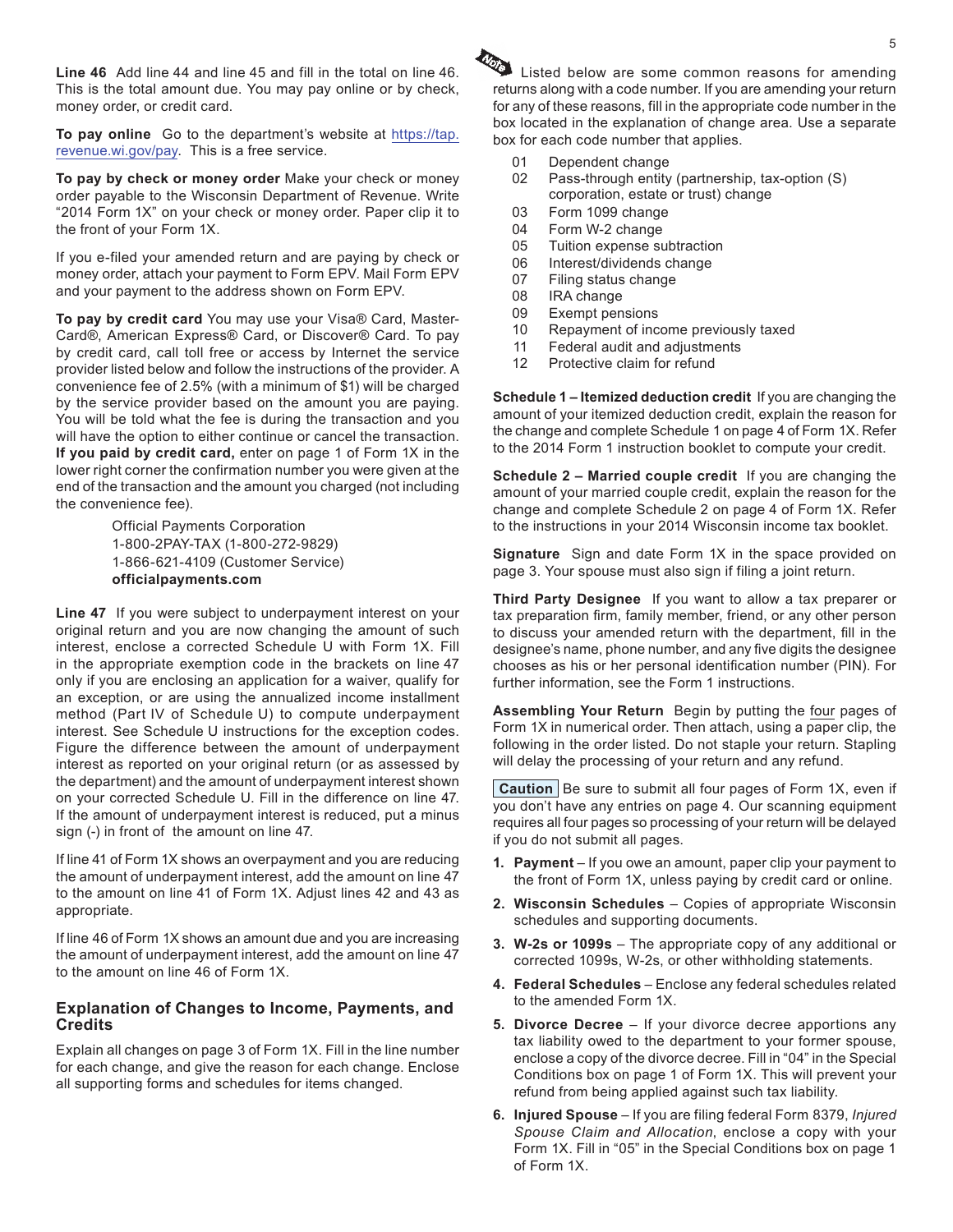**Line 46** Add line 44 and line 45 and fill in the total on line 46. This is the total amount due. You may pay online or by check, money order, or credit card.

**To pay online** Go to the department's website at https://tap.revenue.wi.gov/pay. This is a free service.

**To pay by check or money order** Make your check or money order payable to the Wisconsin Department of Revenue. Write "2014 Form 1X" on your check or money order. Paper clip it to the front of your Form 1X.

If you e-filed your amended return and are paying by check or money order, attach your payment to Form EPV. Mail Form EPV and your payment to the address shown on Form EPV.

**To pay by credit card** You may use your Visa® Card, MasterCard®, American Express® Card, or Discover® Card. To pay by credit card, call toll free or access by Internet the service provider listed below and follow the instructions of the provider. A convenience fee of 2.5% (with a minimum of $1) will be charged by the service provider based on the amount you are paying. You will be told what the fee is during the transaction and you will have the option to either continue or cancel the transaction. **If you paid by credit card,** enter on page 1 of Form 1X in the lower right corner the confirmation number you were given at the end of the transaction and the amount you charged (not including the convenience fee).

Official Payments Corporation
1-800-2PAY-TAX (1-800-272-9829)
1-866-621-4109 (Customer Service)
**officialpayments.com**

**Line 47** If you were subject to underpayment interest on your original return and you are now changing the amount of such interest, enclose a corrected Schedule U with Form 1X. Fill in the appropriate exemption code in the brackets on line 47 only if you are enclosing an application for a waiver, qualify for an exception, or are using the annualized income installment method (Part IV of Schedule U) to compute underpayment interest. See Schedule U instructions for the exception codes. Figure the difference between the amount of underpayment interest as reported on your original return (or as assessed by the department) and the amount of underpayment interest shown on your corrected Schedule U. Fill in the difference on line 47. If the amount of underpayment interest is reduced, put a minus sign (-) in front of the amount on line 47.

If line 41 of Form 1X shows an overpayment and you are reducing the amount of underpayment interest, add the amount on line 47 to the amount on line 41 of Form 1X. Adjust lines 42 and 43 as appropriate.

If line 46 of Form 1X shows an amount due and you are increasing the amount of underpayment interest, add the amount on line 47 to the amount on line 46 of Form 1X.

## Explanation of Changes to Income, Payments, and Credits

Explain all changes on page 3 of Form 1X. Fill in the line number for each change, and give the reason for each change. Enclose all supporting forms and schedules for items changed.

Note: Listed below are some common reasons for amending returns along with a code number. If you are amending your return for any of these reasons, fill in the appropriate code number in the box located in the explanation of change area. Use a separate box for each code number that applies.

- 01 Dependent change
- 02 Pass-through entity (partnership, tax-option (S) corporation, estate or trust) change
- 03 Form 1099 change
- 04 Form W-2 change
- 05 Tuition expense subtraction
- 06 Interest/dividends change
- 07 Filing status change
- 08 IRA change
- 09 Exempt pensions
- 10 Repayment of income previously taxed
- 11 Federal audit and adjustments
- 12 Protective claim for refund

**Schedule 1 – Itemized deduction credit** If you are changing the amount of your itemized deduction credit, explain the reason for the change and complete Schedule 1 on page 4 of Form 1X. Refer to the 2014 Form 1 instruction booklet to compute your credit.

**Schedule 2 – Married couple credit** If you are changing the amount of your married couple credit, explain the reason for the change and complete Schedule 2 on page 4 of Form 1X. Refer to the instructions in your 2014 Wisconsin income tax booklet.

**Signature** Sign and date Form 1X in the space provided on page 3. Your spouse must also sign if filing a joint return.

**Third Party Designee** If you want to allow a tax preparer or tax preparation firm, family member, friend, or any other person to discuss your amended return with the department, fill in the designee's name, phone number, and any five digits the designee chooses as his or her personal identification number (PIN). For further information, see the Form 1 instructions.

**Assembling Your Return** Begin by putting the four pages of Form 1X in numerical order. Then attach, using a paper clip, the following in the order listed. Do not staple your return. Stapling will delay the processing of your return and any refund.

**Caution** Be sure to submit all four pages of Form 1X, even if you don't have any entries on page 4. Our scanning equipment requires all four pages so processing of your return will be delayed if you do not submit all pages.

1. **Payment** – If you owe an amount, paper clip your payment to the front of Form 1X, unless paying by credit card or online.
2. **Wisconsin Schedules** – Copies of appropriate Wisconsin schedules and supporting documents.
3. **W-2s or 1099s** – The appropriate copy of any additional or corrected 1099s, W-2s, or other withholding statements.
4. **Federal Schedules** – Enclose any federal schedules related to the amended Form 1X.
5. **Divorce Decree** – If your divorce decree apportions any tax liability owed to the department to your former spouse, enclose a copy of the divorce decree. Fill in "04" in the Special Conditions box on page 1 of Form 1X. This will prevent your refund from being applied against such tax liability.
6. **Injured Spouse** – If you are filing federal Form 8379, *Injured Spouse Claim and Allocation*, enclose a copy with your Form 1X. Fill in "05" in the Special Conditions box on page 1 of Form 1X.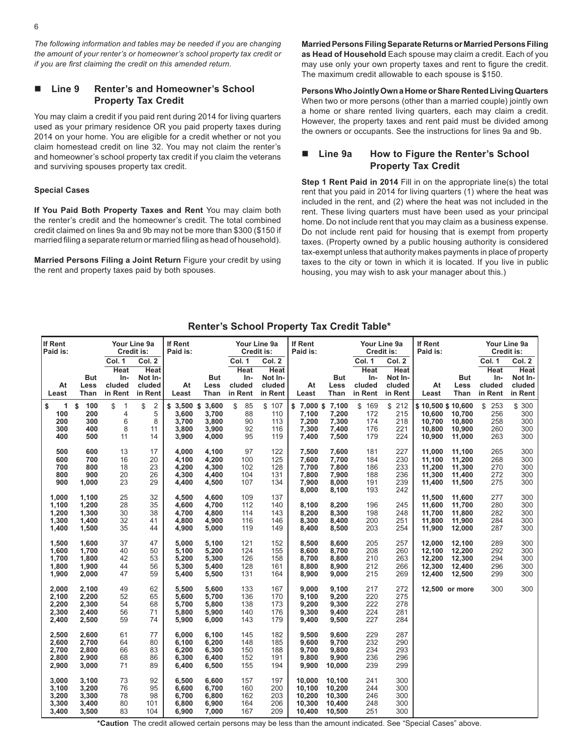*The following information and tables may be needed if you are changing the amount of your renter's or homeowner's school property tax credit or if you are first claiming the credit on this amended return.*

## ■ Line 9 Renter's and Homeowner's School Property Tax Credit

You may claim a credit if you paid rent during 2014 for living quarters used as your primary residence OR you paid property taxes during 2014 on your home. You are eligible for a credit whether or not you claim homestead credit on line 32. You may not claim the renter's and homeowner's school property tax credit if you claim the veterans and surviving spouses property tax credit.

### Special Cases

**If You Paid Both Property Taxes and Rent** You may claim both the renter's credit and the homeowner's credit. The total combined credit claimed on lines 9a and 9b may not be more than $300 ($150 if married filing a separate return or married filing as head of household).

**Married Persons Filing a Joint Return** Figure your credit by using the rent and property taxes paid by both spouses.

**Married Persons Filing Separate Returns or Married Persons Filing as Head of Household** Each spouse may claim a credit. Each of you may use only your own property taxes and rent to figure the credit. The maximum credit allowable to each spouse is $150.

**Persons Who Jointly Own a Home or Share Rented Living Quarters** When two or more persons (other than a married couple) jointly own a home or share rented living quarters, each may claim a credit. However, the property taxes and rent paid must be divided among the owners or occupants. See the instructions for lines 9a and 9b.

## ■ Line 9a How to Figure the Renter's School Property Tax Credit

**Step 1 Rent Paid in 2014** Fill in on the appropriate line(s) the total rent that you paid in 2014 for living quarters (1) where the heat was included in the rent, and (2) where the heat was not included in the rent. These living quarters must have been used as your principal home. Do not include rent that you may claim as a business expense. Do not include rent paid for housing that is exempt from property taxes. (Property owned by a public housing authority is considered tax-exempt unless that authority makes payments in place of property taxes to the city or town in which it is located. If you live in public housing, you may wish to ask your manager about this.)

### Renter's School Property Tax Credit Table*

| If Rent Paid is: | | Your Line 9a Credit is: | | If Rent Paid is: | | Your Line 9a Credit is: | | If Rent Paid is: | | Your Line 9a Credit is: | | If Rent Paid is: | | Your Line 9a Credit is: | |
|---|---|---|---|---|---|---|---|---|---|---|---|---|---|---|---|
| | | Col. 1 | Col. 2 | | | Col. 1 | Col. 2 | | | Col. 1 | Col. 2 | | | Col. 1 | Col. 2 |
| At Least | But Less Than | Heat Included in Rent | Heat Not Included in Rent | At Least | But Less Than | Heat Included in Rent | Heat Not Included in Rent | At Least | But Less Than | Heat Included in Rent | Heat Not Included in Rent | At Least | But Less Than | Heat Included in Rent | Heat Not Included in Rent |
| $ 1 | $ 100 | $ 1 | $ 2 | $ 3,500 | $ 3,600 | $ 85 | $ 107 | $ 7,000 | $ 7,100 | $ 169 | $ 212 | $ 10,500 | $ 10,600 | $ 253 | $ 300 |
| 100 | 200 | 4 | 5 | 3,600 | 3,700 | 88 | 110 | 7,100 | 7,200 | 172 | 215 | 10,600 | 10,700 | 256 | 300 |
| 200 | 300 | 6 | 8 | 3,700 | 3,800 | 90 | 113 | 7,200 | 7,300 | 174 | 218 | 10,700 | 10,800 | 258 | 300 |
| 300 | 400 | 8 | 11 | 3,800 | 3,900 | 92 | 116 | 7,300 | 7,400 | 176 | 221 | 10,800 | 10,900 | 260 | 300 |
| 400 | 500 | 11 | 14 | 3,900 | 4,000 | 95 | 119 | 7,400 | 7,500 | 179 | 224 | 10,900 | 11,000 | 263 | 300 |
| 500 | 600 | 13 | 17 | 4,000 | 4,100 | 97 | 122 | 7,500 | 7,600 | 181 | 227 | 11,000 | 11,100 | 265 | 300 |
| 600 | 700 | 16 | 20 | 4,100 | 4,200 | 100 | 125 | 7,600 | 7,700 | 184 | 230 | 11,100 | 11,200 | 268 | 300 |
| 700 | 800 | 18 | 23 | 4,200 | 4,300 | 102 | 128 | 7,700 | 7,800 | 186 | 233 | 11,200 | 11,300 | 270 | 300 |
| 800 | 900 | 20 | 26 | 4,300 | 4,400 | 104 | 131 | 7,800 | 7,900 | 188 | 236 | 11,300 | 11,400 | 272 | 300 |
| 900 | 1,000 | 23 | 29 | 4,400 | 4,500 | 107 | 134 | 7,900 | 8,000 | 191 | 239 | 11,400 | 11,500 | 275 | 300 |
| | | | | | | | | 8,000 | 8,100 | 193 | 242 | | | | |
| 1,000 | 1,100 | 25 | 32 | 4,500 | 4,600 | 109 | 137 | | | | | 11,500 | 11,600 | 277 | 300 |
| 1,100 | 1,200 | 28 | 35 | 4,600 | 4,700 | 112 | 140 | 8,100 | 8,200 | 196 | 245 | 11,600 | 11,700 | 280 | 300 |
| 1,200 | 1,300 | 30 | 38 | 4,700 | 4,800 | 114 | 143 | 8,200 | 8,300 | 198 | 248 | 11,700 | 11,800 | 282 | 300 |
| 1,300 | 1,400 | 32 | 41 | 4,800 | 4,900 | 116 | 146 | 8,300 | 8,400 | 200 | 251 | 11,800 | 11,900 | 284 | 300 |
| 1,400 | 1,500 | 35 | 44 | 4,900 | 5,000 | 119 | 149 | 8,400 | 8,500 | 203 | 254 | 11,900 | 12,000 | 287 | 300 |
| 1,500 | 1,600 | 37 | 47 | 5,000 | 5,100 | 121 | 152 | 8,500 | 8,600 | 205 | 257 | 12,000 | 12,100 | 289 | 300 |
| 1,600 | 1,700 | 40 | 50 | 5,100 | 5,200 | 124 | 155 | 8,600 | 8,700 | 208 | 260 | 12,100 | 12,200 | 292 | 300 |
| 1,700 | 1,800 | 42 | 53 | 5,200 | 5,300 | 126 | 158 | 8,700 | 8,800 | 210 | 263 | 12,200 | 12,300 | 294 | 300 |
| 1,800 | 1,900 | 44 | 56 | 5,300 | 5,400 | 128 | 161 | 8,800 | 8,900 | 212 | 266 | 12,300 | 12,400 | 296 | 300 |
| 1,900 | 2,000 | 47 | 59 | 5,400 | 5,500 | 131 | 164 | 8,900 | 9,000 | 215 | 269 | 12,400 | 12,500 | 299 | 300 |
| 2,000 | 2,100 | 49 | 62 | 5,500 | 5,600 | 133 | 167 | 9,000 | 9,100 | 217 | 272 | 12,500 or more | | 300 | 300 |
| 2,100 | 2,200 | 52 | 65 | 5,600 | 5,700 | 136 | 170 | 9,100 | 9,200 | 220 | 275 | | | | |
| 2,200 | 2,300 | 54 | 68 | 5,700 | 5,800 | 138 | 173 | 9,200 | 9,300 | 222 | 278 | | | | |
| 2,300 | 2,400 | 56 | 71 | 5,800 | 5,900 | 140 | 176 | 9,300 | 9,400 | 224 | 281 | | | | |
| 2,400 | 2,500 | 59 | 74 | 5,900 | 6,000 | 143 | 179 | 9,400 | 9,500 | 227 | 284 | | | | |
| 2,500 | 2,600 | 61 | 77 | 6,000 | 6,100 | 145 | 182 | 9,500 | 9,600 | 229 | 287 | | | | |
| 2,600 | 2,700 | 64 | 80 | 6,100 | 6,200 | 148 | 185 | 9,600 | 9,700 | 232 | 290 | | | | |
| 2,700 | 2,800 | 66 | 83 | 6,200 | 6,300 | 150 | 188 | 9,700 | 9,800 | 234 | 293 | | | | |
| 2,800 | 2,900 | 68 | 86 | 6,300 | 6,400 | 152 | 191 | 9,800 | 9,900 | 236 | 296 | | | | |
| 2,900 | 3,000 | 71 | 89 | 6,400 | 6,500 | 155 | 194 | 9,900 | 10,000 | 239 | 299 | | | | |
| 3,000 | 3,100 | 73 | 92 | 6,500 | 6,600 | 157 | 197 | 10,000 | 10,100 | 241 | 300 | | | | |
| 3,100 | 3,200 | 76 | 95 | 6,600 | 6,700 | 160 | 200 | 10,100 | 10,200 | 244 | 300 | | | | |
| 3,200 | 3,300 | 78 | 98 | 6,700 | 6,800 | 162 | 203 | 10,200 | 10,300 | 246 | 300 | | | | |
| 3,300 | 3,400 | 80 | 101 | 6,800 | 6,900 | 164 | 206 | 10,300 | 10,400 | 248 | 300 | | | | |
| 3,400 | 3,500 | 83 | 104 | 6,900 | 7,000 | 167 | 209 | 10,400 | 10,500 | 251 | 300 | | | | |

***Caution** The credit allowed certain persons may be less than the amount indicated. See "Special Cases" above.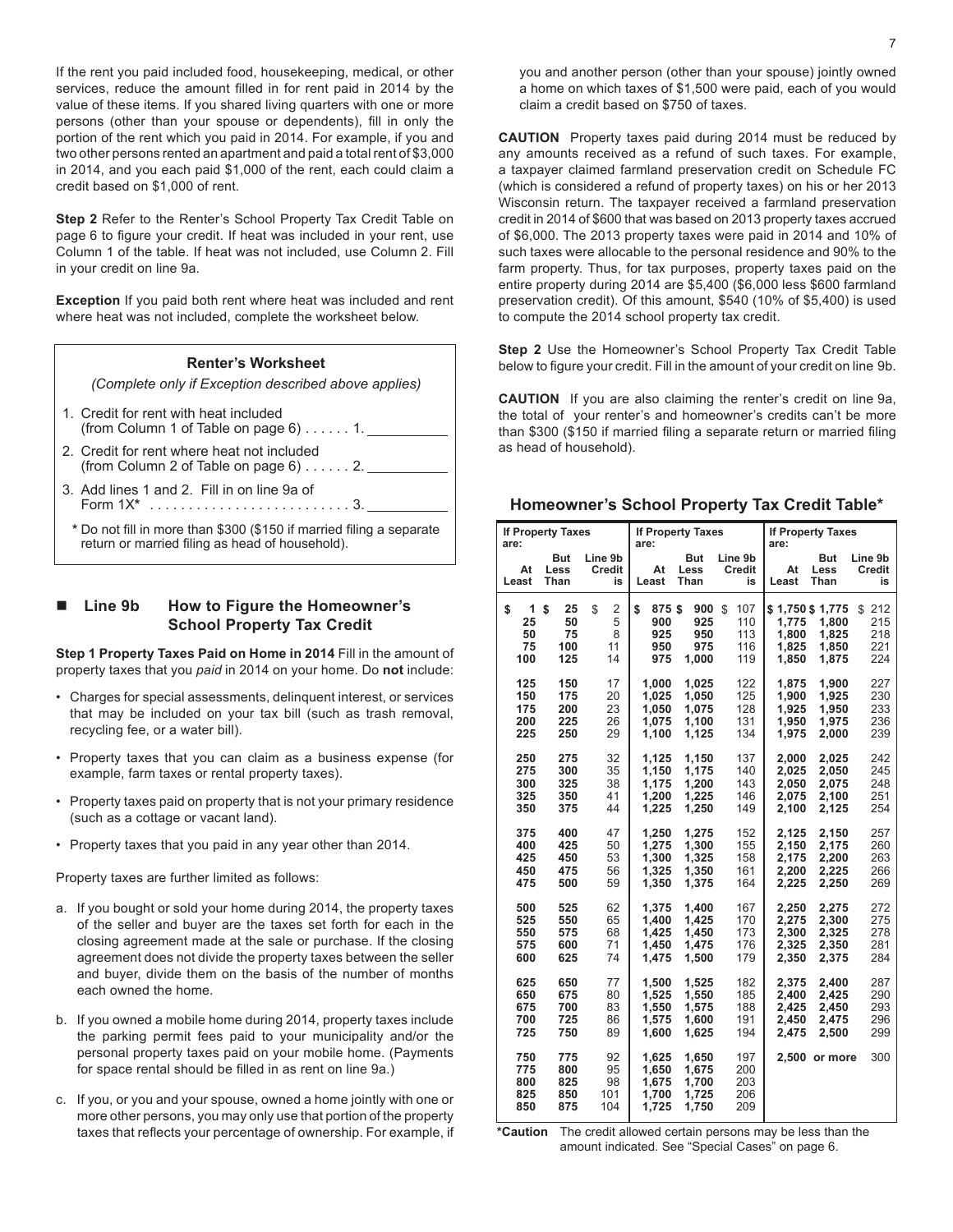If the rent you paid included food, housekeeping, medical, or other services, reduce the amount filled in for rent paid in 2014 by the value of these items. If you shared living quarters with one or more persons (other than your spouse or dependents), fill in only the portion of the rent which you paid in 2014. For example, if you and two other persons rented an apartment and paid a total rent of $3,000 in 2014, and you each paid $1,000 of the rent, each could claim a credit based on $1,000 of rent.

**Step 2** Refer to the Renter's School Property Tax Credit Table on page 6 to figure your credit. If heat was included in your rent, use Column 1 of the table. If heat was not included, use Column 2. Fill in your credit on line 9a.

**Exception** If you paid both rent where heat was included and rent where heat was not included, complete the worksheet below.

**Renter's Worksheet**

*(Complete only if Exception described above applies)*

1. Credit for rent with heat included (from Column 1 of Table on page 6) . . . . . . 1. __________
2. Credit for rent where heat not included (from Column 2 of Table on page 6) . . . . . . 2. __________
3. Add lines 1 and 2. Fill in on line 9a of Form 1X* . . . . . . . . . . . . . . . . . . . . . . . . . . 3. __________

\* Do not fill in more than $300 ($150 if married filing a separate return or married filing as head of household).

## Line 9b How to Figure the Homeowner's School Property Tax Credit

**Step 1 Property Taxes Paid on Home in 2014** Fill in the amount of property taxes that you *paid* in 2014 on your home. Do **not** include:

- Charges for special assessments, delinquent interest, or services that may be included on your tax bill (such as trash removal, recycling fee, or a water bill).
- Property taxes that you can claim as a business expense (for example, farm taxes or rental property taxes).
- Property taxes paid on property that is not your primary residence (such as a cottage or vacant land).
- Property taxes that you paid in any year other than 2014.

Property taxes are further limited as follows:

a. If you bought or sold your home during 2014, the property taxes of the seller and buyer are the taxes set forth for each in the closing agreement made at the sale or purchase. If the closing agreement does not divide the property taxes between the seller and buyer, divide them on the basis of the number of months each owned the home.

b. If you owned a mobile home during 2014, property taxes include the parking permit fees paid to your municipality and/or the personal property taxes paid on your mobile home. (Payments for space rental should be filled in as rent on line 9a.)

c. If you, or you and your spouse, owned a home jointly with one or more other persons, you may only use that portion of the property taxes that reflects your percentage of ownership. For example, if you and another person (other than your spouse) jointly owned a home on which taxes of $1,500 were paid, each of you would claim a credit based on $750 of taxes.

**CAUTION** Property taxes paid during 2014 must be reduced by any amounts received as a refund of such taxes. For example, a taxpayer claimed farmland preservation credit on Schedule FC (which is considered a refund of property taxes) on his or her 2013 Wisconsin return. The taxpayer received a farmland preservation credit in 2014 of $600 that was based on 2013 property taxes accrued of $6,000. The 2013 property taxes were paid in 2014 and 10% of such taxes were allocable to the personal residence and 90% to the farm property. Thus, for tax purposes, property taxes paid on the entire property during 2014 are $5,400 ($6,000 less $600 farmland preservation credit). Of this amount, $540 (10% of $5,400) is used to compute the 2014 school property tax credit.

**Step 2** Use the Homeowner's School Property Tax Credit Table below to figure your credit. Fill in the amount of your credit on line 9b.

**CAUTION** If you are also claiming the renter's credit on line 9a, the total of your renter's and homeowner's credits can't be more than $300 ($150 if married filing a separate return or married filing as head of household).

### Homeowner's School Property Tax Credit Table*

| If Property Taxes are: | | | If Property Taxes are: | | | If Property Taxes are: | | |
|---|---|---|---|---|---|---|---|---|
| At Least | But Less Than | Line 9b Credit is | At Least | But Less Than | Line 9b Credit is | At Least | But Less Than | Line 9b Credit is |
| $ 1 | $ 25 | $ 2 | $ 875 | $ 900 | $ 107 | $ 1,750 | $ 1,775 | $ 212 |
| 25 | 50 | 5 | 900 | 925 | 110 | 1,775 | 1,800 | 215 |
| 50 | 75 | 8 | 925 | 950 | 113 | 1,800 | 1,825 | 218 |
| 75 | 100 | 11 | 950 | 975 | 116 | 1,825 | 1,850 | 221 |
| 100 | 125 | 14 | 975 | 1,000 | 119 | 1,850 | 1,875 | 224 |
| 125 | 150 | 17 | 1,000 | 1,025 | 122 | 1,875 | 1,900 | 227 |
| 150 | 175 | 20 | 1,025 | 1,050 | 125 | 1,900 | 1,925 | 230 |
| 175 | 200 | 23 | 1,050 | 1,075 | 128 | 1,925 | 1,950 | 233 |
| 200 | 225 | 26 | 1,075 | 1,100 | 131 | 1,950 | 1,975 | 236 |
| 225 | 250 | 29 | 1,100 | 1,125 | 134 | 1,975 | 2,000 | 239 |
| 250 | 275 | 32 | 1,125 | 1,150 | 137 | 2,000 | 2,025 | 242 |
| 275 | 300 | 35 | 1,150 | 1,175 | 140 | 2,025 | 2,050 | 245 |
| 300 | 325 | 38 | 1,175 | 1,200 | 143 | 2,050 | 2,075 | 248 |
| 325 | 350 | 41 | 1,200 | 1,225 | 146 | 2,075 | 2,100 | 251 |
| 350 | 375 | 44 | 1,225 | 1,250 | 149 | 2,100 | 2,125 | 254 |
| 375 | 400 | 47 | 1,250 | 1,275 | 152 | 2,125 | 2,150 | 257 |
| 400 | 425 | 50 | 1,275 | 1,300 | 155 | 2,150 | 2,175 | 260 |
| 425 | 450 | 53 | 1,300 | 1,325 | 158 | 2,175 | 2,200 | 263 |
| 450 | 475 | 56 | 1,325 | 1,350 | 161 | 2,200 | 2,225 | 266 |
| 475 | 500 | 59 | 1,350 | 1,375 | 164 | 2,225 | 2,250 | 269 |
| 500 | 525 | 62 | 1,375 | 1,400 | 167 | 2,250 | 2,275 | 272 |
| 525 | 550 | 65 | 1,400 | 1,425 | 170 | 2,275 | 2,300 | 275 |
| 550 | 575 | 68 | 1,425 | 1,450 | 173 | 2,300 | 2,325 | 278 |
| 575 | 600 | 71 | 1,450 | 1,475 | 176 | 2,325 | 2,350 | 281 |
| 600 | 625 | 74 | 1,475 | 1,500 | 179 | 2,350 | 2,375 | 284 |
| 625 | 650 | 77 | 1,500 | 1,525 | 182 | 2,375 | 2,400 | 287 |
| 650 | 675 | 80 | 1,525 | 1,550 | 185 | 2,400 | 2,425 | 290 |
| 675 | 700 | 83 | 1,550 | 1,575 | 188 | 2,425 | 2,450 | 293 |
| 700 | 725 | 86 | 1,575 | 1,600 | 191 | 2,450 | 2,475 | 296 |
| 725 | 750 | 89 | 1,600 | 1,625 | 194 | 2,475 | 2,500 | 299 |
| 750 | 775 | 92 | 1,625 | 1,650 | 197 | 2,500 | or more | 300 |
| 775 | 800 | 95 | 1,650 | 1,675 | 200 | | | |
| 800 | 825 | 98 | 1,675 | 1,700 | 203 | | | |
| 825 | 850 | 101 | 1,700 | 1,725 | 206 | | | |
| 850 | 875 | 104 | 1,725 | 1,750 | 209 | | | |

**\*Caution** The credit allowed certain persons may be less than the amount indicated. See "Special Cases" on page 6.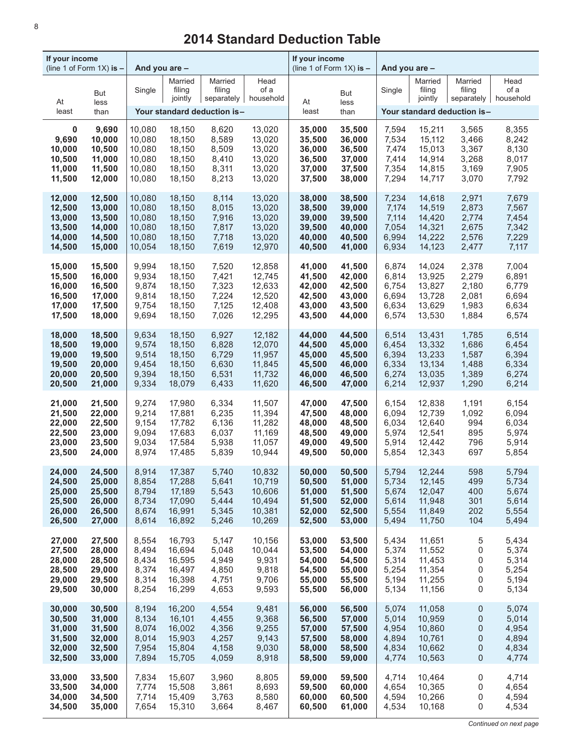# 2014 Standard Deduction Table

| If your income (line 1 of Form 1X) is – | | And you are – | | | | If your income (line 1 of Form 1X) is – | | And you are – | | | |
|---|---|---|---|---|---|---|---|---|---|---|---|
| At least | But less than | Single | Married filing jointly | Married filing separately | Head of a household | At least | But less than | Single | Married filing jointly | Married filing separately | Head of a household |
| | | Your standard deduction is– | | | | | | Your standard deduction is– | | | |
| **0** | **9,690** | 10,080 | 18,150 | 8,620 | 13,020 | **35,000** | **35,500** | 7,594 | 15,211 | 3,565 | 8,355 |
| **9,690** | **10,000** | 10,080 | 18,150 | 8,589 | 13,020 | **35,500** | **36,000** | 7,534 | 15,112 | 3,466 | 8,242 |
| **10,000** | **10,500** | 10,080 | 18,150 | 8,509 | 13,020 | **36,000** | **36,500** | 7,474 | 15,013 | 3,367 | 8,130 |
| **10,500** | **11,000** | 10,080 | 18,150 | 8,410 | 13,020 | **36,500** | **37,000** | 7,414 | 14,914 | 3,268 | 8,017 |
| **11,000** | **11,500** | 10,080 | 18,150 | 8,311 | 13,020 | **37,000** | **37,500** | 7,354 | 14,815 | 3,169 | 7,905 |
| **11,500** | **12,000** | 10,080 | 18,150 | 8,213 | 13,020 | **37,500** | **38,000** | 7,294 | 14,717 | 3,070 | 7,792 |
| **12,000** | **12,500** | 10,080 | 18,150 | 8,114 | 13,020 | **38,000** | **38,500** | 7,234 | 14,618 | 2,971 | 7,679 |
| **12,500** | **13,000** | 10,080 | 18,150 | 8,015 | 13,020 | **38,500** | **39,000** | 7,174 | 14,519 | 2,873 | 7,567 |
| **13,000** | **13,500** | 10,080 | 18,150 | 7,916 | 13,020 | **39,000** | **39,500** | 7,114 | 14,420 | 2,774 | 7,454 |
| **13,500** | **14,000** | 10,080 | 18,150 | 7,817 | 13,020 | **39,500** | **40,000** | 7,054 | 14,321 | 2,675 | 7,342 |
| **14,000** | **14,500** | 10,080 | 18,150 | 7,718 | 13,020 | **40,000** | **40,500** | 6,994 | 14,222 | 2,576 | 7,229 |
| **14,500** | **15,000** | 10,054 | 18,150 | 7,619 | 12,970 | **40,500** | **41,000** | 6,934 | 14,123 | 2,477 | 7,117 |
| **15,000** | **15,500** | 9,994 | 18,150 | 7,520 | 12,858 | **41,000** | **41,500** | 6,874 | 14,024 | 2,378 | 7,004 |
| **15,500** | **16,000** | 9,934 | 18,150 | 7,421 | 12,745 | **41,500** | **42,000** | 6,814 | 13,925 | 2,279 | 6,891 |
| **16,000** | **16,500** | 9,874 | 18,150 | 7,323 | 12,633 | **42,000** | **42,500** | 6,754 | 13,827 | 2,180 | 6,779 |
| **16,500** | **17,000** | 9,814 | 18,150 | 7,224 | 12,520 | **42,500** | **43,000** | 6,694 | 13,728 | 2,081 | 6,694 |
| **17,000** | **17,500** | 9,754 | 18,150 | 7,125 | 12,408 | **43,000** | **43,500** | 6,634 | 13,629 | 1,983 | 6,634 |
| **17,500** | **18,000** | 9,694 | 18,150 | 7,026 | 12,295 | **43,500** | **44,000** | 6,574 | 13,530 | 1,884 | 6,574 |
| **18,000** | **18,500** | 9,634 | 18,150 | 6,927 | 12,182 | **44,000** | **44,500** | 6,514 | 13,431 | 1,785 | 6,514 |
| **18,500** | **19,000** | 9,574 | 18,150 | 6,828 | 12,070 | **44,500** | **45,000** | 6,454 | 13,332 | 1,686 | 6,454 |
| **19,000** | **19,500** | 9,514 | 18,150 | 6,729 | 11,957 | **45,000** | **45,500** | 6,394 | 13,233 | 1,587 | 6,394 |
| **19,500** | **20,000** | 9,454 | 18,150 | 6,630 | 11,845 | **45,500** | **46,000** | 6,334 | 13,134 | 1,488 | 6,334 |
| **20,000** | **20,500** | 9,394 | 18,150 | 6,531 | 11,732 | **46,000** | **46,500** | 6,274 | 13,035 | 1,389 | 6,274 |
| **20,500** | **21,000** | 9,334 | 18,079 | 6,433 | 11,620 | **46,500** | **47,000** | 6,214 | 12,937 | 1,290 | 6,214 |
| **21,000** | **21,500** | 9,274 | 17,980 | 6,334 | 11,507 | **47,000** | **47,500** | 6,154 | 12,838 | 1,191 | 6,154 |
| **21,500** | **22,000** | 9,214 | 17,881 | 6,235 | 11,394 | **47,500** | **48,000** | 6,094 | 12,739 | 1,092 | 6,094 |
| **22,000** | **22,500** | 9,154 | 17,782 | 6,136 | 11,282 | **48,000** | **48,500** | 6,034 | 12,640 | 994 | 6,034 |
| **22,500** | **23,000** | 9,094 | 17,683 | 6,037 | 11,169 | **48,500** | **49,000** | 5,974 | 12,541 | 895 | 5,974 |
| **23,000** | **23,500** | 9,034 | 17,584 | 5,938 | 11,057 | **49,000** | **49,500** | 5,914 | 12,442 | 796 | 5,914 |
| **23,500** | **24,000** | 8,974 | 17,485 | 5,839 | 10,944 | **49,500** | **50,000** | 5,854 | 12,343 | 697 | 5,854 |
| **24,000** | **24,500** | 8,914 | 17,387 | 5,740 | 10,832 | **50,000** | **50,500** | 5,794 | 12,244 | 598 | 5,794 |
| **24,500** | **25,000** | 8,854 | 17,288 | 5,641 | 10,719 | **50,500** | **51,000** | 5,734 | 12,145 | 499 | 5,734 |
| **25,000** | **25,500** | 8,794 | 17,189 | 5,543 | 10,606 | **51,000** | **51,500** | 5,674 | 12,047 | 400 | 5,674 |
| **25,500** | **26,000** | 8,734 | 17,090 | 5,444 | 10,494 | **51,500** | **52,000** | 5,614 | 11,948 | 301 | 5,614 |
| **26,000** | **26,500** | 8,674 | 16,991 | 5,345 | 10,381 | **52,000** | **52,500** | 5,554 | 11,849 | 202 | 5,554 |
| **26,500** | **27,000** | 8,614 | 16,892 | 5,246 | 10,269 | **52,500** | **53,000** | 5,494 | 11,750 | 104 | 5,494 |
| **27,000** | **27,500** | 8,554 | 16,793 | 5,147 | 10,156 | **53,000** | **53,500** | 5,434 | 11,651 | 5 | 5,434 |
| **27,500** | **28,000** | 8,494 | 16,694 | 5,048 | 10,044 | **53,500** | **54,000** | 5,374 | 11,552 | 0 | 5,374 |
| **28,000** | **28,500** | 8,434 | 16,595 | 4,949 | 9,931 | **54,000** | **54,500** | 5,314 | 11,453 | 0 | 5,314 |
| **28,500** | **29,000** | 8,374 | 16,497 | 4,850 | 9,818 | **54,500** | **55,000** | 5,254 | 11,354 | 0 | 5,254 |
| **29,000** | **29,500** | 8,314 | 16,398 | 4,751 | 9,706 | **55,000** | **55,500** | 5,194 | 11,255 | 0 | 5,194 |
| **29,500** | **30,000** | 8,254 | 16,299 | 4,653 | 9,593 | **55,500** | **56,000** | 5,134 | 11,156 | 0 | 5,134 |
| **30,000** | **30,500** | 8,194 | 16,200 | 4,554 | 9,481 | **56,000** | **56,500** | 5,074 | 11,058 | 0 | 5,074 |
| **30,500** | **31,000** | 8,134 | 16,101 | 4,455 | 9,368 | **56,500** | **57,000** | 5,014 | 10,959 | 0 | 5,014 |
| **31,000** | **31,500** | 8,074 | 16,002 | 4,356 | 9,255 | **57,000** | **57,500** | 4,954 | 10,860 | 0 | 4,954 |
| **31,500** | **32,000** | 8,014 | 15,903 | 4,257 | 9,143 | **57,500** | **58,000** | 4,894 | 10,761 | 0 | 4,894 |
| **32,000** | **32,500** | 7,954 | 15,804 | 4,158 | 9,030 | **58,000** | **58,500** | 4,834 | 10,662 | 0 | 4,834 |
| **32,500** | **33,000** | 7,894 | 15,705 | 4,059 | 8,918 | **58,500** | **59,000** | 4,774 | 10,563 | 0 | 4,774 |
| **33,000** | **33,500** | 7,834 | 15,607 | 3,960 | 8,805 | **59,000** | **59,500** | 4,714 | 10,464 | 0 | 4,714 |
| **33,500** | **34,000** | 7,774 | 15,508 | 3,861 | 8,693 | **59,500** | **60,000** | 4,654 | 10,365 | 0 | 4,654 |
| **34,000** | **34,500** | 7,714 | 15,409 | 3,763 | 8,580 | **60,000** | **60,500** | 4,594 | 10,266 | 0 | 4,594 |
| **34,500** | **35,000** | 7,654 | 15,310 | 3,664 | 8,467 | **60,500** | **61,000** | 4,534 | 10,168 | 0 | 4,534 |

*Continued on next page*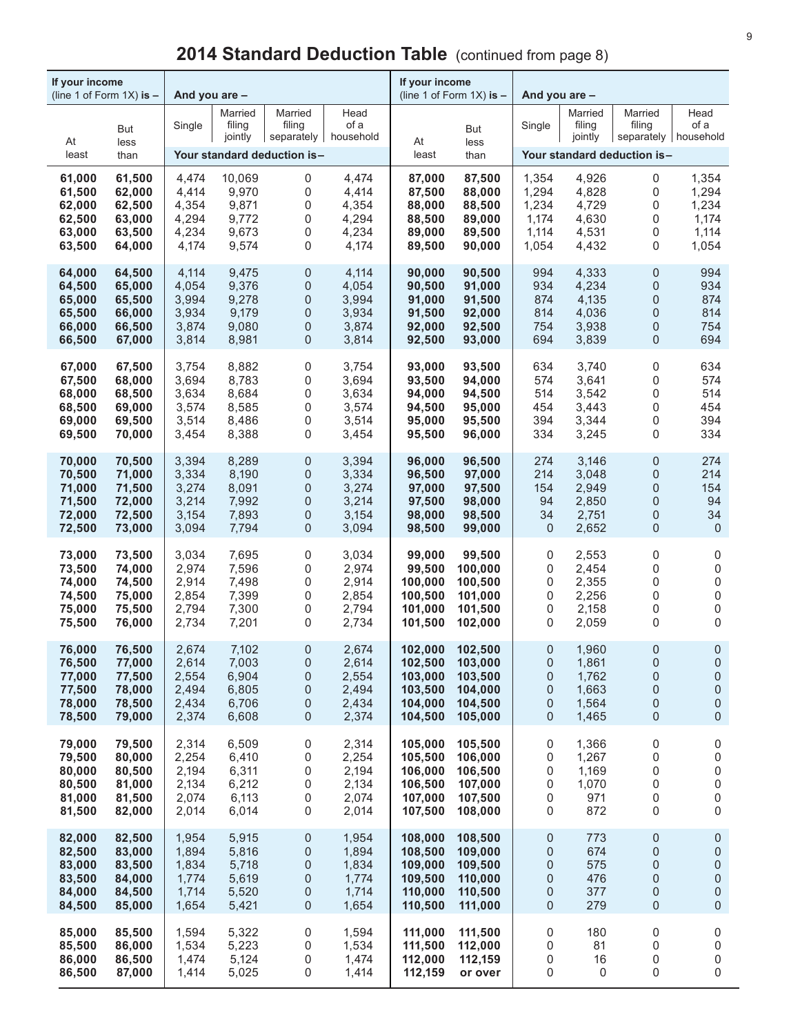# 2014 Standard Deduction Table (continued from page 8)

| If your income (line 1 of Form 1X) is – | | And you are – | | | | If your income (line 1 of Form 1X) is – | | And you are – | | | |
|---|---|---|---|---|---|---|---|---|---|---|---|
| At least | But less than | Single | Married filing jointly | Married filing separately | Head of a household | At least | But less than | Single | Married filing jointly | Married filing separately | Head of a household |
| | | Your standard deduction is– | | | | | | Your standard deduction is– | | | |
| 61,000 | 61,500 | 4,474 | 10,069 | 0 | 4,474 | 87,000 | 87,500 | 1,354 | 4,926 | 0 | 1,354 |
| 61,500 | 62,000 | 4,414 | 9,970 | 0 | 4,414 | 87,500 | 88,000 | 1,294 | 4,828 | 0 | 1,294 |
| 62,000 | 62,500 | 4,354 | 9,871 | 0 | 4,354 | 88,000 | 88,500 | 1,234 | 4,729 | 0 | 1,234 |
| 62,500 | 63,000 | 4,294 | 9,772 | 0 | 4,294 | 88,500 | 89,000 | 1,174 | 4,630 | 0 | 1,174 |
| 63,000 | 63,500 | 4,234 | 9,673 | 0 | 4,234 | 89,000 | 89,500 | 1,114 | 4,531 | 0 | 1,114 |
| 63,500 | 64,000 | 4,174 | 9,574 | 0 | 4,174 | 89,500 | 90,000 | 1,054 | 4,432 | 0 | 1,054 |
| 64,000 | 64,500 | 4,114 | 9,475 | 0 | 4,114 | 90,000 | 90,500 | 994 | 4,333 | 0 | 994 |
| 64,500 | 65,000 | 4,054 | 9,376 | 0 | 4,054 | 90,500 | 91,000 | 934 | 4,234 | 0 | 934 |
| 65,000 | 65,500 | 3,994 | 9,278 | 0 | 3,994 | 91,000 | 91,500 | 874 | 4,135 | 0 | 874 |
| 65,500 | 66,000 | 3,934 | 9,179 | 0 | 3,934 | 91,500 | 92,000 | 814 | 4,036 | 0 | 814 |
| 66,000 | 66,500 | 3,874 | 9,080 | 0 | 3,874 | 92,000 | 92,500 | 754 | 3,938 | 0 | 754 |
| 66,500 | 67,000 | 3,814 | 8,981 | 0 | 3,814 | 92,500 | 93,000 | 694 | 3,839 | 0 | 694 |
| 67,000 | 67,500 | 3,754 | 8,882 | 0 | 3,754 | 93,000 | 93,500 | 634 | 3,740 | 0 | 634 |
| 67,500 | 68,000 | 3,694 | 8,783 | 0 | 3,694 | 93,500 | 94,000 | 574 | 3,641 | 0 | 574 |
| 68,000 | 68,500 | 3,634 | 8,684 | 0 | 3,634 | 94,000 | 94,500 | 514 | 3,542 | 0 | 514 |
| 68,500 | 69,000 | 3,574 | 8,585 | 0 | 3,574 | 94,500 | 95,000 | 454 | 3,443 | 0 | 454 |
| 69,000 | 69,500 | 3,514 | 8,486 | 0 | 3,514 | 95,000 | 95,500 | 394 | 3,344 | 0 | 394 |
| 69,500 | 70,000 | 3,454 | 8,388 | 0 | 3,454 | 95,500 | 96,000 | 334 | 3,245 | 0 | 334 |
| 70,000 | 70,500 | 3,394 | 8,289 | 0 | 3,394 | 96,000 | 96,500 | 274 | 3,146 | 0 | 274 |
| 70,500 | 71,000 | 3,334 | 8,190 | 0 | 3,334 | 96,500 | 97,000 | 214 | 3,048 | 0 | 214 |
| 71,000 | 71,500 | 3,274 | 8,091 | 0 | 3,274 | 97,000 | 97,500 | 154 | 2,949 | 0 | 154 |
| 71,500 | 72,000 | 3,214 | 7,992 | 0 | 3,214 | 97,500 | 98,000 | 94 | 2,850 | 0 | 94 |
| 72,000 | 72,500 | 3,154 | 7,893 | 0 | 3,154 | 98,000 | 98,500 | 34 | 2,751 | 0 | 34 |
| 72,500 | 73,000 | 3,094 | 7,794 | 0 | 3,094 | 98,500 | 99,000 | 0 | 2,652 | 0 | 0 |
| 73,000 | 73,500 | 3,034 | 7,695 | 0 | 3,034 | 99,000 | 99,500 | 0 | 2,553 | 0 | 0 |
| 73,500 | 74,000 | 2,974 | 7,596 | 0 | 2,974 | 99,500 | 100,000 | 0 | 2,454 | 0 | 0 |
| 74,000 | 74,500 | 2,914 | 7,498 | 0 | 2,914 | 100,000 | 100,500 | 0 | 2,355 | 0 | 0 |
| 74,500 | 75,000 | 2,854 | 7,399 | 0 | 2,854 | 100,500 | 101,000 | 0 | 2,256 | 0 | 0 |
| 75,000 | 75,500 | 2,794 | 7,300 | 0 | 2,794 | 101,000 | 101,500 | 0 | 2,158 | 0 | 0 |
| 75,500 | 76,000 | 2,734 | 7,201 | 0 | 2,734 | 101,500 | 102,000 | 0 | 2,059 | 0 | 0 |
| 76,000 | 76,500 | 2,674 | 7,102 | 0 | 2,674 | 102,000 | 102,500 | 0 | 1,960 | 0 | 0 |
| 76,500 | 77,000 | 2,614 | 7,003 | 0 | 2,614 | 102,500 | 103,000 | 0 | 1,861 | 0 | 0 |
| 77,000 | 77,500 | 2,554 | 6,904 | 0 | 2,554 | 103,000 | 103,500 | 0 | 1,762 | 0 | 0 |
| 77,500 | 78,000 | 2,494 | 6,805 | 0 | 2,494 | 103,500 | 104,000 | 0 | 1,663 | 0 | 0 |
| 78,000 | 78,500 | 2,434 | 6,706 | 0 | 2,434 | 104,000 | 104,500 | 0 | 1,564 | 0 | 0 |
| 78,500 | 79,000 | 2,374 | 6,608 | 0 | 2,374 | 104,500 | 105,000 | 0 | 1,465 | 0 | 0 |
| 79,000 | 79,500 | 2,314 | 6,509 | 0 | 2,314 | 105,000 | 105,500 | 0 | 1,366 | 0 | 0 |
| 79,500 | 80,000 | 2,254 | 6,410 | 0 | 2,254 | 105,500 | 106,000 | 0 | 1,267 | 0 | 0 |
| 80,000 | 80,500 | 2,194 | 6,311 | 0 | 2,194 | 106,000 | 106,500 | 0 | 1,169 | 0 | 0 |
| 80,500 | 81,000 | 2,134 | 6,212 | 0 | 2,134 | 106,500 | 107,000 | 0 | 1,070 | 0 | 0 |
| 81,000 | 81,500 | 2,074 | 6,113 | 0 | 2,074 | 107,000 | 107,500 | 0 | 971 | 0 | 0 |
| 81,500 | 82,000 | 2,014 | 6,014 | 0 | 2,014 | 107,500 | 108,000 | 0 | 872 | 0 | 0 |
| 82,000 | 82,500 | 1,954 | 5,915 | 0 | 1,954 | 108,000 | 108,500 | 0 | 773 | 0 | 0 |
| 82,500 | 83,000 | 1,894 | 5,816 | 0 | 1,894 | 108,500 | 109,000 | 0 | 674 | 0 | 0 |
| 83,000 | 83,500 | 1,834 | 5,718 | 0 | 1,834 | 109,000 | 109,500 | 0 | 575 | 0 | 0 |
| 83,500 | 84,000 | 1,774 | 5,619 | 0 | 1,774 | 109,500 | 110,000 | 0 | 476 | 0 | 0 |
| 84,000 | 84,500 | 1,714 | 5,520 | 0 | 1,714 | 110,000 | 110,500 | 0 | 377 | 0 | 0 |
| 84,500 | 85,000 | 1,654 | 5,421 | 0 | 1,654 | 110,500 | 111,000 | 0 | 279 | 0 | 0 |
| 85,000 | 85,500 | 1,594 | 5,322 | 0 | 1,594 | 111,000 | 111,500 | 0 | 180 | 0 | 0 |
| 85,500 | 86,000 | 1,534 | 5,223 | 0 | 1,534 | 111,500 | 112,000 | 0 | 81 | 0 | 0 |
| 86,000 | 86,500 | 1,474 | 5,124 | 0 | 1,474 | 112,000 | 112,159 | 0 | 16 | 0 | 0 |
| 86,500 | 87,000 | 1,414 | 5,025 | 0 | 1,414 | 112,159 | or over | 0 | 0 | 0 | 0 |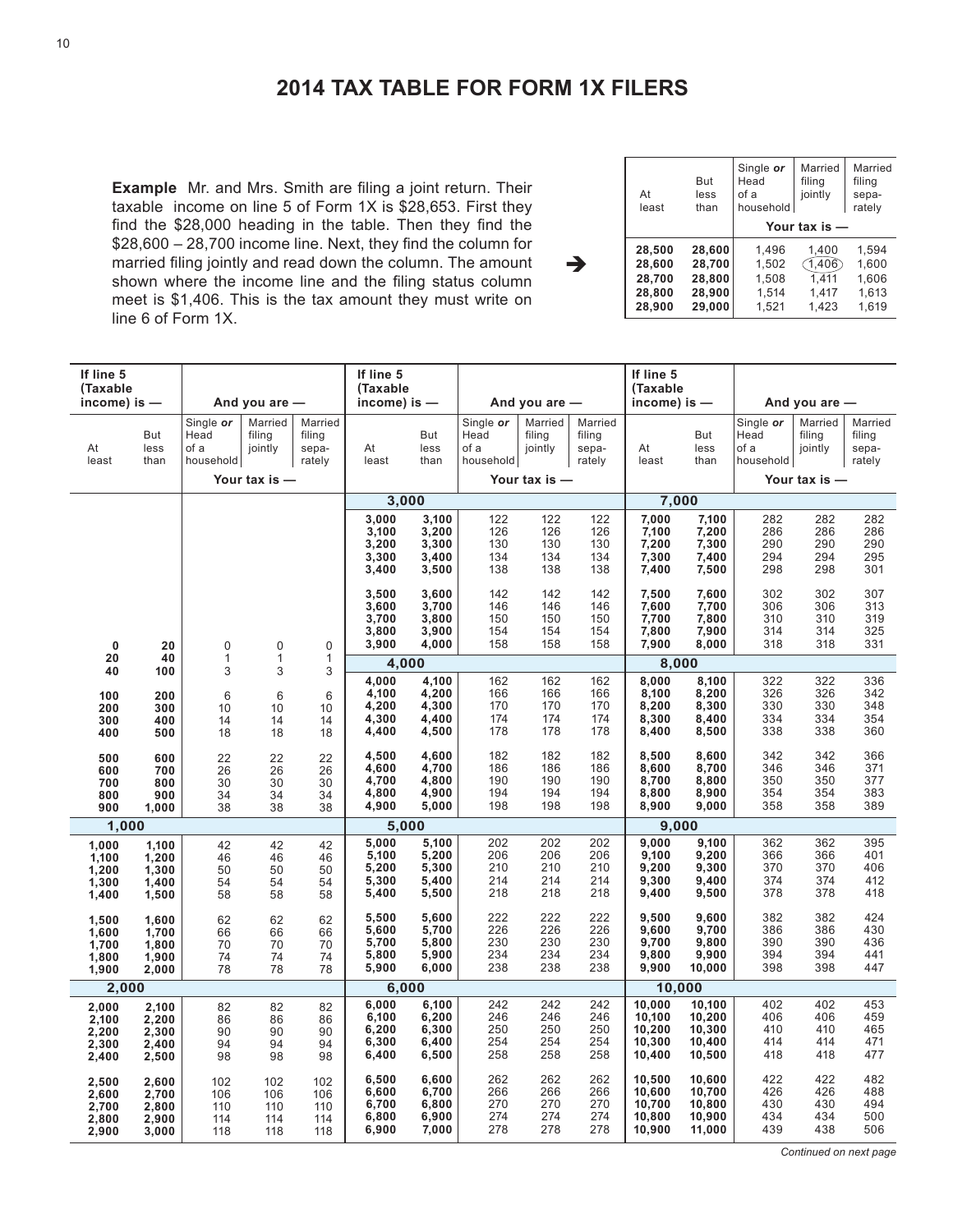# 2014 TAX TABLE FOR FORM 1X FILERS

**Example** Mr. and Mrs. Smith are filing a joint return. Their taxable income on line 5 of Form 1X is $28,653. First they find the $28,000 heading in the table. Then they find the $28,600 – 28,700 income line. Next, they find the column for married filing jointly and read down the column. The amount shown where the income line and the filing status column meet is $1,406. This is the tax amount they must write on line 6 of Form 1X.

| At least | But less than | Single *or* Head of a household | Married filing jointly | Married filing sepa-rately |
|---|---|---|---|---|
| | | Your tax is — | | |
| **28,500** | **28,600** | 1,496 | 1,400 | 1,594 |
| **28,600** | **28,700** | 1,502 | (1,406) | 1,600 |
| **28,700** | **28,800** | 1,508 | 1,411 | 1,606 |
| **28,800** | **28,900** | 1,514 | 1,417 | 1,613 |
| **28,900** | **29,000** | 1,521 | 1,423 | 1,619 |

| If line 5 (Taxable income) is — | | And you are — | | |
|---|---|---|---|---|
| At least | But less than | Single *or* Head of a household | Married filing jointly | Married filing sepa-rately |
| | | Your tax is — | | |
| **0** | **20** | 0 | 0 | 0 |
| **20** | **40** | 1 | 1 | 1 |
| **40** | **100** | 3 | 3 | 3 |
| **100** | **200** | 6 | 6 | 6 |
| **200** | **300** | 10 | 10 | 10 |
| **300** | **400** | 14 | 14 | 14 |
| **400** | **500** | 18 | 18 | 18 |
| **500** | **600** | 22 | 22 | 22 |
| **600** | **700** | 26 | 26 | 26 |
| **700** | **800** | 30 | 30 | 30 |
| **800** | **900** | 34 | 34 | 34 |
| **900** | **1,000** | 38 | 38 | 38 |
| **1,000** | | | | |
| **1,000** | **1,100** | 42 | 42 | 42 |
| **1,100** | **1,200** | 46 | 46 | 46 |
| **1,200** | **1,300** | 50 | 50 | 50 |
| **1,300** | **1,400** | 54 | 54 | 54 |
| **1,400** | **1,500** | 58 | 58 | 58 |
| **1,500** | **1,600** | 62 | 62 | 62 |
| **1,600** | **1,700** | 66 | 66 | 66 |
| **1,700** | **1,800** | 70 | 70 | 70 |
| **1,800** | **1,900** | 74 | 74 | 74 |
| **1,900** | **2,000** | 78 | 78 | 78 |
| **2,000** | | | | |
| **2,000** | **2,100** | 82 | 82 | 82 |
| **2,100** | **2,200** | 86 | 86 | 86 |
| **2,200** | **2,300** | 90 | 90 | 90 |
| **2,300** | **2,400** | 94 | 94 | 94 |
| **2,400** | **2,500** | 98 | 98 | 98 |
| **2,500** | **2,600** | 102 | 102 | 102 |
| **2,600** | **2,700** | 106 | 106 | 106 |
| **2,700** | **2,800** | 110 | 110 | 110 |
| **2,800** | **2,900** | 114 | 114 | 114 |
| **2,900** | **3,000** | 118 | 118 | 118 |
| **3,000** | | | | |
| **3,000** | **3,100** | 122 | 122 | 122 |
| **3,100** | **3,200** | 126 | 126 | 126 |
| **3,200** | **3,300** | 130 | 130 | 130 |
| **3,300** | **3,400** | 134 | 134 | 134 |
| **3,400** | **3,500** | 138 | 138 | 138 |
| **3,500** | **3,600** | 142 | 142 | 142 |
| **3,600** | **3,700** | 146 | 146 | 146 |
| **3,700** | **3,800** | 150 | 150 | 150 |
| **3,800** | **3,900** | 154 | 154 | 154 |
| **3,900** | **4,000** | 158 | 158 | 158 |
| **4,000** | | | | |
| **4,000** | **4,100** | 162 | 162 | 162 |
| **4,100** | **4,200** | 166 | 166 | 166 |
| **4,200** | **4,300** | 170 | 170 | 170 |
| **4,300** | **4,400** | 174 | 174 | 174 |
| **4,400** | **4,500** | 178 | 178 | 178 |
| **4,500** | **4,600** | 182 | 182 | 182 |
| **4,600** | **4,700** | 186 | 186 | 186 |
| **4,700** | **4,800** | 190 | 190 | 190 |
| **4,800** | **4,900** | 194 | 194 | 194 |
| **4,900** | **5,000** | 198 | 198 | 198 |
| **5,000** | | | | |
| **5,000** | **5,100** | 202 | 202 | 202 |
| **5,100** | **5,200** | 206 | 206 | 206 |
| **5,200** | **5,300** | 210 | 210 | 210 |
| **5,300** | **5,400** | 214 | 214 | 214 |
| **5,400** | **5,500** | 218 | 218 | 218 |
| **5,500** | **5,600** | 222 | 222 | 222 |
| **5,600** | **5,700** | 226 | 226 | 226 |
| **5,700** | **5,800** | 230 | 230 | 230 |
| **5,800** | **5,900** | 234 | 234 | 234 |
| **5,900** | **6,000** | 238 | 238 | 238 |
| **6,000** | | | | |
| **6,000** | **6,100** | 242 | 242 | 242 |
| **6,100** | **6,200** | 246 | 246 | 246 |
| **6,200** | **6,300** | 250 | 250 | 250 |
| **6,300** | **6,400** | 254 | 254 | 254 |
| **6,400** | **6,500** | 258 | 258 | 258 |
| **6,500** | **6,600** | 262 | 262 | 262 |
| **6,600** | **6,700** | 266 | 266 | 266 |
| **6,700** | **6,800** | 270 | 270 | 270 |
| **6,800** | **6,900** | 274 | 274 | 274 |
| **6,900** | **7,000** | 278 | 278 | 278 |
| **7,000** | | | | |
| **7,000** | **7,100** | 282 | 282 | 282 |
| **7,100** | **7,200** | 286 | 286 | 286 |
| **7,200** | **7,300** | 290 | 290 | 290 |
| **7,300** | **7,400** | 294 | 294 | 295 |
| **7,400** | **7,500** | 298 | 298 | 301 |
| **7,500** | **7,600** | 302 | 302 | 307 |
| **7,600** | **7,700** | 306 | 306 | 313 |
| **7,700** | **7,800** | 310 | 310 | 319 |
| **7,800** | **7,900** | 314 | 314 | 325 |
| **7,900** | **8,000** | 318 | 318 | 331 |
| **8,000** | | | | |
| **8,000** | **8,100** | 322 | 322 | 336 |
| **8,100** | **8,200** | 326 | 326 | 342 |
| **8,200** | **8,300** | 330 | 330 | 348 |
| **8,300** | **8,400** | 334 | 334 | 354 |
| **8,400** | **8,500** | 338 | 338 | 360 |
| **8,500** | **8,600** | 342 | 342 | 366 |
| **8,600** | **8,700** | 346 | 346 | 371 |
| **8,700** | **8,800** | 350 | 350 | 377 |
| **8,800** | **8,900** | 354 | 354 | 383 |
| **8,900** | **9,000** | 358 | 358 | 389 |
| **9,000** | | | | |
| **9,000** | **9,100** | 362 | 362 | 395 |
| **9,100** | **9,200** | 366 | 366 | 401 |
| **9,200** | **9,300** | 370 | 370 | 406 |
| **9,300** | **9,400** | 374 | 374 | 412 |
| **9,400** | **9,500** | 378 | 378 | 418 |
| **9,500** | **9,600** | 382 | 382 | 424 |
| **9,600** | **9,700** | 386 | 386 | 430 |
| **9,700** | **9,800** | 390 | 390 | 436 |
| **9,800** | **9,900** | 394 | 394 | 441 |
| **9,900** | **10,000** | 398 | 398 | 447 |
| **10,000** | | | | |
| **10,000** | **10,100** | 402 | 402 | 453 |
| **10,100** | **10,200** | 406 | 406 | 459 |
| **10,200** | **10,300** | 410 | 410 | 465 |
| **10,300** | **10,400** | 414 | 414 | 471 |
| **10,400** | **10,500** | 418 | 418 | 477 |
| **10,500** | **10,600** | 422 | 422 | 482 |
| **10,600** | **10,700** | 426 | 426 | 488 |
| **10,700** | **10,800** | 430 | 430 | 494 |
| **10,800** | **10,900** | 434 | 434 | 500 |
| **10,900** | **11,000** | 439 | 438 | 506 |

*Continued on next page*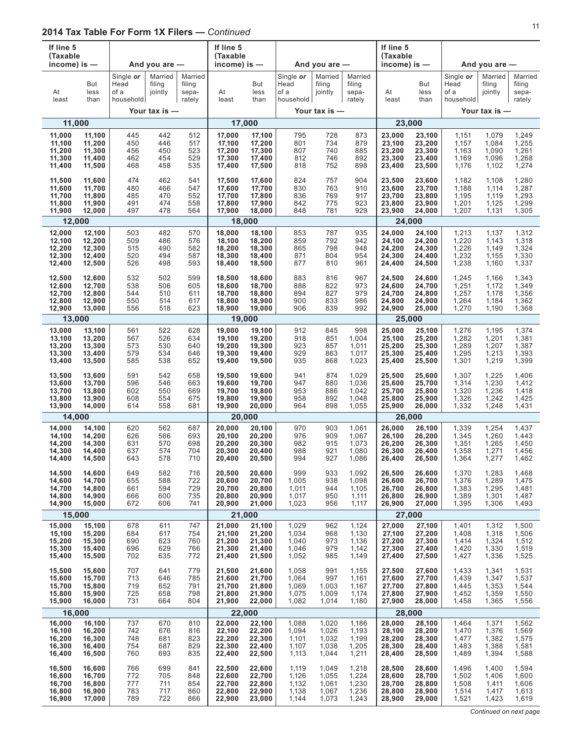## 2014 Tax Table For Form 1X Filers — *Continued*

| If line 5 (Taxable income) is — At least | But less than | And you are — Single *or* Head of a household | Married filing jointly | Married filing sepa-rately | If line 5 (Taxable income) is — At least | But less than | And you are — Single *or* Head of a household | Married filing jointly | Married filing sepa-rately | If line 5 (Taxable income) is — At least | But less than | And you are — Single *or* Head of a household | Married filing jointly | Married filing sepa-rately |
|---|---|---|---|---|---|---|---|---|---|---|---|---|---|---|
| | | Your tax is — | | | | | Your tax is — | | | | | Your tax is — | | |
| **11,000** | | | | | **17,000** | | | | | **23,000** | | | | |
| **11,000** | **11,100** | 445 | 442 | 512 | **17,000** | **17,100** | 795 | 728 | 873 | **23,000** | **23,100** | 1,151 | 1,079 | 1,249 |
| **11,100** | **11,200** | 450 | 446 | 517 | **17,100** | **17,200** | 801 | 734 | 879 | **23,100** | **23,200** | 1,157 | 1,084 | 1,255 |
| **11,200** | **11,300** | 456 | 450 | 523 | **17,200** | **17,300** | 807 | 740 | 885 | **23,200** | **23,300** | 1,163 | 1,090 | 1,261 |
| **11,300** | **11,400** | 462 | 454 | 529 | **17,300** | **17,400** | 812 | 746 | 892 | **23,300** | **23,400** | 1,169 | 1,096 | 1,268 |
| **11,400** | **11,500** | 468 | 458 | 535 | **17,400** | **17,500** | 818 | 752 | 898 | **23,400** | **23,500** | 1,176 | 1,102 | 1,274 |
| **11,500** | **11,600** | 474 | 462 | 541 | **17,500** | **17,600** | 824 | 757 | 904 | **23,500** | **23,600** | 1,182 | 1,108 | 1,280 |
| **11,600** | **11,700** | 480 | 466 | 547 | **17,600** | **17,700** | 830 | 763 | 910 | **23,600** | **23,700** | 1,188 | 1,114 | 1,287 |
| **11,700** | **11,800** | 485 | 470 | 552 | **17,700** | **17,800** | 836 | 769 | 917 | **23,700** | **23,800** | 1,195 | 1,119 | 1,293 |
| **11,800** | **11,900** | 491 | 474 | 558 | **17,800** | **17,900** | 842 | 775 | 923 | **23,800** | **23,900** | 1,201 | 1,125 | 1,299 |
| **11,900** | **12,000** | 497 | 478 | 564 | **17,900** | **18,000** | 848 | 781 | 929 | **23,900** | **24,000** | 1,207 | 1,131 | 1,305 |
| **12,000** | | | | | **18,000** | | | | | **24,000** | | | | |
| **12,000** | **12,100** | 503 | 482 | 570 | **18,000** | **18,100** | 853 | 787 | 935 | **24,000** | **24,100** | 1,213 | 1,137 | 1,312 |
| **12,100** | **12,200** | 509 | 486 | 576 | **18,100** | **18,200** | 859 | 792 | 942 | **24,100** | **24,200** | 1,220 | 1,143 | 1,318 |
| **12,200** | **12,300** | 515 | 490 | 582 | **18,200** | **18,300** | 865 | 798 | 948 | **24,200** | **24,300** | 1,226 | 1,149 | 1,324 |
| **12,300** | **12,400** | 520 | 494 | 587 | **18,300** | **18,400** | 871 | 804 | 954 | **24,300** | **24,400** | 1,232 | 1,155 | 1,330 |
| **12,400** | **12,500** | 526 | 498 | 593 | **18,400** | **18,500** | 877 | 810 | 961 | **24,400** | **24,500** | 1,238 | 1,160 | 1,337 |
| **12,500** | **12,600** | 532 | 502 | 599 | **18,500** | **18,600** | 883 | 816 | 967 | **24,500** | **24,600** | 1,245 | 1,166 | 1,343 |
| **12,600** | **12,700** | 538 | 506 | 605 | **18,600** | **18,700** | 888 | 822 | 973 | **24,600** | **24,700** | 1,251 | 1,172 | 1,349 |
| **12,700** | **12,800** | 544 | 510 | 611 | **18,700** | **18,800** | 894 | 827 | 979 | **24,700** | **24,800** | 1,257 | 1,178 | 1,356 |
| **12,800** | **12,900** | 550 | 514 | 617 | **18,800** | **18,900** | 900 | 833 | 986 | **24,800** | **24,900** | 1,264 | 1,184 | 1,362 |
| **12,900** | **13,000** | 556 | 518 | 623 | **18,900** | **19,000** | 906 | 839 | 992 | **24,900** | **25,000** | 1,270 | 1,190 | 1,368 |
| **13,000** | | | | | **19,000** | | | | | **25,000** | | | | |
| **13,000** | **13,100** | 561 | 522 | 628 | **19,000** | **19,100** | 912 | 845 | 998 | **25,000** | **25,100** | 1,276 | 1,195 | 1,374 |
| **13,100** | **13,200** | 567 | 526 | 634 | **19,100** | **19,200** | 918 | 851 | 1,004 | **25,100** | **25,200** | 1,282 | 1,201 | 1,381 |
| **13,200** | **13,300** | 573 | 530 | 640 | **19,200** | **19,300** | 923 | 857 | 1,011 | **25,200** | **25,300** | 1,289 | 1,207 | 1,387 |
| **13,300** | **13,400** | 579 | 534 | 646 | **19,300** | **19,400** | 929 | 863 | 1,017 | **25,300** | **25,400** | 1,295 | 1,213 | 1,393 |
| **13,400** | **13,500** | 585 | 538 | 652 | **19,400** | **19,500** | 935 | 868 | 1,023 | **25,400** | **25,500** | 1,301 | 1,219 | 1,399 |
| **13,500** | **13,600** | 591 | 542 | 658 | **19,500** | **19,600** | 941 | 874 | 1,029 | **25,500** | **25,600** | 1,307 | 1,225 | 1,406 |
| **13,600** | **13,700** | 596 | 546 | 663 | **19,600** | **19,700** | 947 | 880 | 1,036 | **25,600** | **25,700** | 1,314 | 1,230 | 1,412 |
| **13,700** | **13,800** | 602 | 550 | 669 | **19,700** | **19,800** | 953 | 886 | 1,042 | **25,700** | **25,800** | 1,320 | 1,236 | 1,418 |
| **13,800** | **13,900** | 608 | 554 | 675 | **19,800** | **19,900** | 958 | 892 | 1,048 | **25,800** | **25,900** | 1,326 | 1,242 | 1,425 |
| **13,900** | **14,000** | 614 | 558 | 681 | **19,900** | **20,000** | 964 | 898 | 1,055 | **25,900** | **26,000** | 1,332 | 1,248 | 1,431 |
| **14,000** | | | | | **20,000** | | | | | **26,000** | | | | |
| **14,000** | **14,100** | 620 | 562 | 687 | **20,000** | **20,100** | 970 | 903 | 1,061 | **26,000** | **26,100** | 1,339 | 1,254 | 1,437 |
| **14,100** | **14,200** | 626 | 566 | 693 | **20,100** | **20,200** | 976 | 909 | 1,067 | **26,100** | **26,200** | 1,345 | 1,260 | 1,443 |
| **14,200** | **14,300** | 631 | 570 | 698 | **20,200** | **20,300** | 982 | 915 | 1,073 | **26,200** | **26,300** | 1,351 | 1,265 | 1,450 |
| **14,300** | **14,400** | 637 | 574 | 704 | **20,300** | **20,400** | 988 | 921 | 1,080 | **26,300** | **26,400** | 1,358 | 1,271 | 1,456 |
| **14,400** | **14,500** | 643 | 578 | 710 | **20,400** | **20,500** | 994 | 927 | 1,086 | **26,400** | **26,500** | 1,364 | 1,277 | 1,462 |
| **14,500** | **14,600** | 649 | 582 | 716 | **20,500** | **20,600** | 999 | 933 | 1,092 | **26,500** | **26,600** | 1,370 | 1,283 | 1,468 |
| **14,600** | **14,700** | 655 | 588 | 722 | **20,600** | **20,700** | 1,005 | 938 | 1,098 | **26,600** | **26,700** | 1,376 | 1,289 | 1,475 |
| **14,700** | **14,800** | 661 | 594 | 729 | **20,700** | **20,800** | 1,011 | 944 | 1,105 | **26,700** | **26,800** | 1,383 | 1,295 | 1,481 |
| **14,800** | **14,900** | 666 | 600 | 735 | **20,800** | **20,900** | 1,017 | 950 | 1,111 | **26,800** | **26,900** | 1,389 | 1,301 | 1,487 |
| **14,900** | **15,000** | 672 | 606 | 741 | **20,900** | **21,000** | 1,023 | 956 | 1,117 | **26,900** | **27,000** | 1,395 | 1,306 | 1,493 |
| **15,000** | | | | | **21,000** | | | | | **27,000** | | | | |
| **15,000** | **15,100** | 678 | 611 | 747 | **21,000** | **21,100** | 1,029 | 962 | 1,124 | **27,000** | **27,100** | 1,401 | 1,312 | 1,500 |
| **15,100** | **15,200** | 684 | 617 | 754 | **21,100** | **21,200** | 1,034 | 968 | 1,130 | **27,100** | **27,200** | 1,408 | 1,318 | 1,506 |
| **15,200** | **15,300** | 690 | 623 | 760 | **21,200** | **21,300** | 1,040 | 973 | 1,136 | **27,200** | **27,300** | 1,414 | 1,324 | 1,512 |
| **15,300** | **15,400** | 696 | 629 | 766 | **21,300** | **21,400** | 1,046 | 979 | 1,142 | **27,300** | **27,400** | 1,420 | 1,330 | 1,519 |
| **15,400** | **15,500** | 702 | 635 | 772 | **21,400** | **21,500** | 1,052 | 985 | 1,149 | **27,400** | **27,500** | 1,427 | 1,336 | 1,525 |
| **15,500** | **15,600** | 707 | 641 | 779 | **21,500** | **21,600** | 1,058 | 991 | 1,155 | **27,500** | **27,600** | 1,433 | 1,341 | 1,531 |
| **15,600** | **15,700** | 713 | 646 | 785 | **21,600** | **21,700** | 1,064 | 997 | 1,161 | **27,600** | **27,700** | 1,439 | 1,347 | 1,537 |
| **15,700** | **15,800** | 719 | 652 | 791 | **21,700** | **21,800** | 1,069 | 1,003 | 1,167 | **27,700** | **27,800** | 1,445 | 1,353 | 1,544 |
| **15,800** | **15,900** | 725 | 658 | 798 | **21,800** | **21,900** | 1,075 | 1,009 | 1,174 | **27,800** | **27,900** | 1,452 | 1,359 | 1,550 |
| **15,900** | **16,000** | 731 | 664 | 804 | **21,900** | **22,000** | 1,082 | 1,014 | 1,180 | **27,900** | **28,000** | 1,458 | 1,365 | 1,556 |
| **16,000** | | | | | **22,000** | | | | | **28,000** | | | | |
| **16,000** | **16,100** | 737 | 670 | 810 | **22,000** | **22,100** | 1,088 | 1,020 | 1,186 | **28,000** | **28,100** | 1,464 | 1,371 | 1,562 |
| **16,100** | **16,200** | 742 | 676 | 816 | **22,100** | **22,200** | 1,094 | 1,026 | 1,193 | **28,100** | **28,200** | 1,470 | 1,376 | 1,569 |
| **16,200** | **16,300** | 748 | 681 | 823 | **22,200** | **22,300** | 1,101 | 1,032 | 1,199 | **28,200** | **28,300** | 1,477 | 1,382 | 1,575 |
| **16,300** | **16,400** | 754 | 687 | 829 | **22,300** | **22,400** | 1,107 | 1,038 | 1,205 | **28,300** | **28,400** | 1,483 | 1,388 | 1,581 |
| **16,400** | **16,500** | 760 | 693 | 835 | **22,400** | **22,500** | 1,113 | 1,044 | 1,211 | **28,400** | **28,500** | 1,489 | 1,394 | 1,588 |
| **16,500** | **16,600** | 766 | 699 | 841 | **22,500** | **22,600** | 1,119 | 1,049 | 1,218 | **28,500** | **28,600** | 1,496 | 1,400 | 1,594 |
| **16,600** | **16,700** | 772 | 705 | 848 | **22,600** | **22,700** | 1,126 | 1,055 | 1,224 | **28,600** | **28,700** | 1,502 | 1,406 | 1,600 |
| **16,700** | **16,800** | 777 | 711 | 854 | **22,700** | **22,800** | 1,132 | 1,061 | 1,230 | **28,700** | **28,800** | 1,508 | 1,411 | 1,606 |
| **16,800** | **16,900** | 783 | 717 | 860 | **22,800** | **22,900** | 1,138 | 1,067 | 1,236 | **28,800** | **28,900** | 1,514 | 1,417 | 1,613 |
| **16,900** | **17,000** | 789 | 722 | 866 | **22,900** | **23,000** | 1,144 | 1,073 | 1,243 | **28,900** | **29,000** | 1,521 | 1,423 | 1,619 |

*Continued on next page*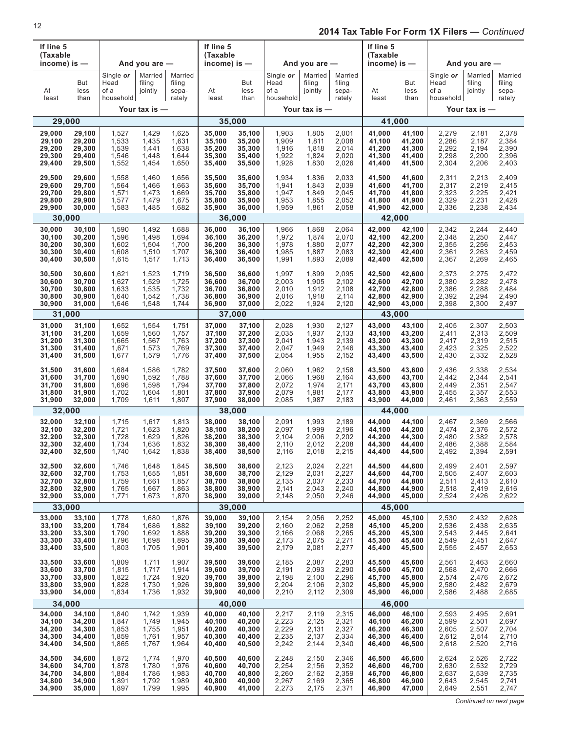## 2014 Tax Table For Form 1X Filers — *Continued*

| If line 5 (Taxable income) is — At least | But less than | Single or Head of a household | Married filing jointly | Married filing separately |
|---|---|---|---|---|
| **29,000** | | | | |
| 29,000 | 29,100 | 1,527 | 1,429 | 1,625 |
| 29,100 | 29,200 | 1,533 | 1,435 | 1,631 |
| 29,200 | 29,300 | 1,539 | 1,441 | 1,638 |
| 29,300 | 29,400 | 1,546 | 1,448 | 1,644 |
| 29,400 | 29,500 | 1,552 | 1,454 | 1,650 |
| 29,500 | 29,600 | 1,558 | 1,460 | 1,656 |
| 29,600 | 29,700 | 1,564 | 1,466 | 1,663 |
| 29,700 | 29,800 | 1,571 | 1,473 | 1,669 |
| 29,800 | 29,900 | 1,577 | 1,479 | 1,675 |
| 29,900 | 30,000 | 1,583 | 1,485 | 1,682 |
| **30,000** | | | | |
| 30,000 | 30,100 | 1,590 | 1,492 | 1,688 |
| 30,100 | 30,200 | 1,596 | 1,498 | 1,694 |
| 30,200 | 30,300 | 1,602 | 1,504 | 1,700 |
| 30,300 | 30,400 | 1,608 | 1,510 | 1,707 |
| 30,400 | 30,500 | 1,615 | 1,517 | 1,713 |
| 30,500 | 30,600 | 1,621 | 1,523 | 1,719 |
| 30,600 | 30,700 | 1,627 | 1,529 | 1,725 |
| 30,700 | 30,800 | 1,633 | 1,535 | 1,732 |
| 30,800 | 30,900 | 1,640 | 1,542 | 1,738 |
| 30,900 | 31,000 | 1,646 | 1,548 | 1,744 |
| **31,000** | | | | |
| 31,000 | 31,100 | 1,652 | 1,554 | 1,751 |
| 31,100 | 31,200 | 1,659 | 1,560 | 1,757 |
| 31,200 | 31,300 | 1,665 | 1,567 | 1,763 |
| 31,300 | 31,400 | 1,671 | 1,573 | 1,769 |
| 31,400 | 31,500 | 1,677 | 1,579 | 1,776 |
| 31,500 | 31,600 | 1,684 | 1,586 | 1,782 |
| 31,600 | 31,700 | 1,690 | 1,592 | 1,788 |
| 31,700 | 31,800 | 1,696 | 1,598 | 1,794 |
| 31,800 | 31,900 | 1,702 | 1,604 | 1,801 |
| 31,900 | 32,000 | 1,709 | 1,611 | 1,807 |
| **32,000** | | | | |
| 32,000 | 32,100 | 1,715 | 1,617 | 1,813 |
| 32,100 | 32,200 | 1,721 | 1,623 | 1,820 |
| 32,200 | 32,300 | 1,728 | 1,629 | 1,826 |
| 32,300 | 32,400 | 1,734 | 1,636 | 1,832 |
| 32,400 | 32,500 | 1,740 | 1,642 | 1,838 |
| 32,500 | 32,600 | 1,746 | 1,648 | 1,845 |
| 32,600 | 32,700 | 1,753 | 1,655 | 1,851 |
| 32,700 | 32,800 | 1,759 | 1,661 | 1,857 |
| 32,800 | 32,900 | 1,765 | 1,667 | 1,863 |
| 32,900 | 33,000 | 1,771 | 1,673 | 1,870 |
| **33,000** | | | | |
| 33,000 | 33,100 | 1,778 | 1,680 | 1,876 |
| 33,100 | 33,200 | 1,784 | 1,686 | 1,882 |
| 33,200 | 33,300 | 1,790 | 1,692 | 1,888 |
| 33,300 | 33,400 | 1,796 | 1,698 | 1,895 |
| 33,400 | 33,500 | 1,803 | 1,705 | 1,901 |
| 33,500 | 33,600 | 1,809 | 1,711 | 1,907 |
| 33,600 | 33,700 | 1,815 | 1,717 | 1,914 |
| 33,700 | 33,800 | 1,822 | 1,724 | 1,920 |
| 33,800 | 33,900 | 1,828 | 1,730 | 1,926 |
| 33,900 | 34,000 | 1,834 | 1,736 | 1,932 |
| **34,000** | | | | |
| 34,000 | 34,100 | 1,840 | 1,742 | 1,939 |
| 34,100 | 34,200 | 1,847 | 1,749 | 1,945 |
| 34,200 | 34,300 | 1,853 | 1,755 | 1,951 |
| 34,300 | 34,400 | 1,859 | 1,761 | 1,957 |
| 34,400 | 34,500 | 1,865 | 1,767 | 1,964 |
| 34,500 | 34,600 | 1,872 | 1,774 | 1,970 |
| 34,600 | 34,700 | 1,878 | 1,780 | 1,976 |
| 34,700 | 34,800 | 1,884 | 1,786 | 1,983 |
| 34,800 | 34,900 | 1,891 | 1,792 | 1,989 |
| 34,900 | 35,000 | 1,897 | 1,799 | 1,995 |
| **35,000** | | | | |
| 35,000 | 35,100 | 1,903 | 1,805 | 2,001 |
| 35,100 | 35,200 | 1,909 | 1,811 | 2,008 |
| 35,200 | 35,300 | 1,916 | 1,818 | 2,014 |
| 35,300 | 35,400 | 1,922 | 1,824 | 2,020 |
| 35,400 | 35,500 | 1,928 | 1,830 | 2,026 |
| 35,500 | 35,600 | 1,934 | 1,836 | 2,033 |
| 35,600 | 35,700 | 1,941 | 1,843 | 2,039 |
| 35,700 | 35,800 | 1,947 | 1,849 | 2,045 |
| 35,800 | 35,900 | 1,953 | 1,855 | 2,052 |
| 35,900 | 36,000 | 1,959 | 1,861 | 2,058 |
| **36,000** | | | | |
| 36,000 | 36,100 | 1,966 | 1,868 | 2,064 |
| 36,100 | 36,200 | 1,972 | 1,874 | 2,070 |
| 36,200 | 36,300 | 1,978 | 1,880 | 2,077 |
| 36,300 | 36,400 | 1,985 | 1,887 | 2,083 |
| 36,400 | 36,500 | 1,991 | 1,893 | 2,089 |
| 36,500 | 36,600 | 1,997 | 1,899 | 2,095 |
| 36,600 | 36,700 | 2,003 | 1,905 | 2,102 |
| 36,700 | 36,800 | 2,010 | 1,912 | 2,108 |
| 36,800 | 36,900 | 2,016 | 1,918 | 2,114 |
| 36,900 | 37,000 | 2,022 | 1,924 | 2,120 |
| **37,000** | | | | |
| 37,000 | 37,100 | 2,028 | 1,930 | 2,127 |
| 37,100 | 37,200 | 2,035 | 1,937 | 2,133 |
| 37,200 | 37,300 | 2,041 | 1,943 | 2,139 |
| 37,300 | 37,400 | 2,047 | 1,949 | 2,146 |
| 37,400 | 37,500 | 2,054 | 1,955 | 2,152 |
| 37,500 | 37,600 | 2,060 | 1,962 | 2,158 |
| 37,600 | 37,700 | 2,066 | 1,968 | 2,164 |
| 37,700 | 37,800 | 2,072 | 1,974 | 2,171 |
| 37,800 | 37,900 | 2,079 | 1,981 | 2,177 |
| 37,900 | 38,000 | 2,085 | 1,987 | 2,183 |
| **38,000** | | | | |
| 38,000 | 38,100 | 2,091 | 1,993 | 2,189 |
| 38,100 | 38,200 | 2,097 | 1,999 | 2,196 |
| 38,200 | 38,300 | 2,104 | 2,006 | 2,202 |
| 38,300 | 38,400 | 2,110 | 2,012 | 2,208 |
| 38,400 | 38,500 | 2,116 | 2,018 | 2,215 |
| 38,500 | 38,600 | 2,123 | 2,024 | 2,221 |
| 38,600 | 38,700 | 2,129 | 2,031 | 2,227 |
| 38,700 | 38,800 | 2,135 | 2,037 | 2,233 |
| 38,800 | 38,900 | 2,141 | 2,043 | 2,240 |
| 38,900 | 39,000 | 2,148 | 2,050 | 2,246 |
| **39,000** | | | | |
| 39,000 | 39,100 | 2,154 | 2,056 | 2,252 |
| 39,100 | 39,200 | 2,160 | 2,062 | 2,258 |
| 39,200 | 39,300 | 2,166 | 2,068 | 2,265 |
| 39,300 | 39,400 | 2,173 | 2,075 | 2,271 |
| 39,400 | 39,500 | 2,179 | 2,081 | 2,277 |
| 39,500 | 39,600 | 2,185 | 2,087 | 2,283 |
| 39,600 | 39,700 | 2,191 | 2,093 | 2,290 |
| 39,700 | 39,800 | 2,198 | 2,100 | 2,296 |
| 39,800 | 39,900 | 2,204 | 2,106 | 2,302 |
| 39,900 | 40,000 | 2,210 | 2,112 | 2,309 |
| **40,000** | | | | |
| 40,000 | 40,100 | 2,217 | 2,119 | 2,315 |
| 40,100 | 40,200 | 2,223 | 2,125 | 2,321 |
| 40,200 | 40,300 | 2,229 | 2,131 | 2,327 |
| 40,300 | 40,400 | 2,235 | 2,137 | 2,334 |
| 40,400 | 40,500 | 2,242 | 2,144 | 2,340 |
| 40,500 | 40,600 | 2,248 | 2,150 | 2,346 |
| 40,600 | 40,700 | 2,254 | 2,156 | 2,352 |
| 40,700 | 40,800 | 2,260 | 2,162 | 2,359 |
| 40,800 | 40,900 | 2,267 | 2,169 | 2,365 |
| 40,900 | 41,000 | 2,273 | 2,175 | 2,371 |
| **41,000** | | | | |
| 41,000 | 41,100 | 2,279 | 2,181 | 2,378 |
| 41,100 | 41,200 | 2,286 | 2,187 | 2,384 |
| 41,200 | 41,300 | 2,292 | 2,194 | 2,390 |
| 41,300 | 41,400 | 2,298 | 2,200 | 2,396 |
| 41,400 | 41,500 | 2,304 | 2,206 | 2,403 |
| 41,500 | 41,600 | 2,311 | 2,213 | 2,409 |
| 41,600 | 41,700 | 2,317 | 2,219 | 2,415 |
| 41,700 | 41,800 | 2,323 | 2,225 | 2,421 |
| 41,800 | 41,900 | 2,329 | 2,231 | 2,428 |
| 41,900 | 42,000 | 2,336 | 2,238 | 2,434 |
| **42,000** | | | | |
| 42,000 | 42,100 | 2,342 | 2,244 | 2,440 |
| 42,100 | 42,200 | 2,348 | 2,250 | 2,447 |
| 42,200 | 42,300 | 2,355 | 2,256 | 2,453 |
| 42,300 | 42,400 | 2,361 | 2,263 | 2,459 |
| 42,400 | 42,500 | 2,367 | 2,269 | 2,465 |
| 42,500 | 42,600 | 2,373 | 2,275 | 2,472 |
| 42,600 | 42,700 | 2,380 | 2,282 | 2,478 |
| 42,700 | 42,800 | 2,386 | 2,288 | 2,484 |
| 42,800 | 42,900 | 2,392 | 2,294 | 2,490 |
| 42,900 | 43,000 | 2,398 | 2,300 | 2,497 |
| **43,000** | | | | |
| 43,000 | 43,100 | 2,405 | 2,307 | 2,503 |
| 43,100 | 43,200 | 2,411 | 2,313 | 2,509 |
| 43,200 | 43,300 | 2,417 | 2,319 | 2,515 |
| 43,300 | 43,400 | 2,423 | 2,325 | 2,522 |
| 43,400 | 43,500 | 2,430 | 2,332 | 2,528 |
| 43,500 | 43,600 | 2,436 | 2,338 | 2,534 |
| 43,600 | 43,700 | 2,442 | 2,344 | 2,541 |
| 43,700 | 43,800 | 2,449 | 2,351 | 2,547 |
| 43,800 | 43,900 | 2,455 | 2,357 | 2,553 |
| 43,900 | 44,000 | 2,461 | 2,363 | 2,559 |
| **44,000** | | | | |
| 44,000 | 44,100 | 2,467 | 2,369 | 2,566 |
| 44,100 | 44,200 | 2,474 | 2,376 | 2,572 |
| 44,200 | 44,300 | 2,480 | 2,382 | 2,578 |
| 44,300 | 44,400 | 2,486 | 2,388 | 2,584 |
| 44,400 | 44,500 | 2,492 | 2,394 | 2,591 |
| 44,500 | 44,600 | 2,499 | 2,401 | 2,597 |
| 44,600 | 44,700 | 2,505 | 2,407 | 2,603 |
| 44,700 | 44,800 | 2,511 | 2,413 | 2,610 |
| 44,800 | 44,900 | 2,518 | 2,419 | 2,616 |
| 44,900 | 45,000 | 2,524 | 2,426 | 2,622 |
| **45,000** | | | | |
| 45,000 | 45,100 | 2,530 | 2,432 | 2,628 |
| 45,100 | 45,200 | 2,536 | 2,438 | 2,635 |
| 45,200 | 45,300 | 2,543 | 2,445 | 2,641 |
| 45,300 | 45,400 | 2,549 | 2,451 | 2,647 |
| 45,400 | 45,500 | 2,555 | 2,457 | 2,653 |
| 45,500 | 45,600 | 2,561 | 2,463 | 2,660 |
| 45,600 | 45,700 | 2,568 | 2,470 | 2,666 |
| 45,700 | 45,800 | 2,574 | 2,476 | 2,672 |
| 45,800 | 45,900 | 2,580 | 2,482 | 2,679 |
| 45,900 | 46,000 | 2,586 | 2,488 | 2,685 |
| **46,000** | | | | |
| 46,000 | 46,100 | 2,593 | 2,495 | 2,691 |
| 46,100 | 46,200 | 2,599 | 2,501 | 2,697 |
| 46,200 | 46,300 | 2,605 | 2,507 | 2,704 |
| 46,300 | 46,400 | 2,612 | 2,514 | 2,710 |
| 46,400 | 46,500 | 2,618 | 2,520 | 2,716 |
| 46,500 | 46,600 | 2,624 | 2,526 | 2,722 |
| 46,600 | 46,700 | 2,630 | 2,532 | 2,729 |
| 46,700 | 46,800 | 2,637 | 2,539 | 2,735 |
| 46,800 | 46,900 | 2,643 | 2,545 | 2,741 |
| 46,900 | 47,000 | 2,649 | 2,551 | 2,747 |

*Continued on next page*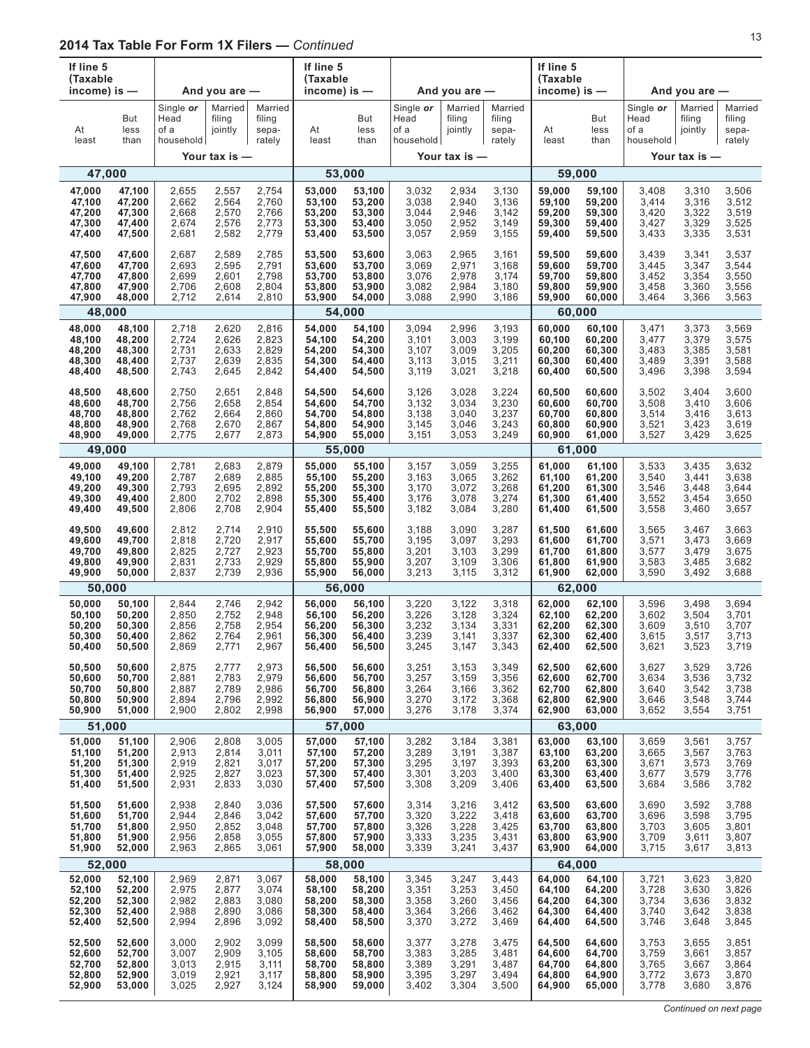## 2014 Tax Table For Form 1X Filers — *Continued*

| If line 5 (Taxable income) is — At least | But less than | Single *or* Head of a household | Married filing jointly | Married filing sepa-rately |
|---|---|---|---|---|
| | | Your tax is — | | |
| **47,000** | | | | |
| 47,000 | 47,100 | 2,655 | 2,557 | 2,754 |
| 47,100 | 47,200 | 2,662 | 2,564 | 2,760 |
| 47,200 | 47,300 | 2,668 | 2,570 | 2,766 |
| 47,300 | 47,400 | 2,674 | 2,576 | 2,773 |
| 47,400 | 47,500 | 2,681 | 2,582 | 2,779 |
| 47,500 | 47,600 | 2,687 | 2,589 | 2,785 |
| 47,600 | 47,700 | 2,693 | 2,595 | 2,791 |
| 47,700 | 47,800 | 2,699 | 2,601 | 2,798 |
| 47,800 | 47,900 | 2,706 | 2,608 | 2,804 |
| 47,900 | 48,000 | 2,712 | 2,614 | 2,810 |
| **48,000** | | | | |
| 48,000 | 48,100 | 2,718 | 2,620 | 2,816 |
| 48,100 | 48,200 | 2,724 | 2,626 | 2,823 |
| 48,200 | 48,300 | 2,731 | 2,633 | 2,829 |
| 48,300 | 48,400 | 2,737 | 2,639 | 2,835 |
| 48,400 | 48,500 | 2,743 | 2,645 | 2,842 |
| 48,500 | 48,600 | 2,750 | 2,651 | 2,848 |
| 48,600 | 48,700 | 2,756 | 2,658 | 2,854 |
| 48,700 | 48,800 | 2,762 | 2,664 | 2,860 |
| 48,800 | 48,900 | 2,768 | 2,670 | 2,867 |
| 48,900 | 49,000 | 2,775 | 2,677 | 2,873 |
| **49,000** | | | | |
| 49,000 | 49,100 | 2,781 | 2,683 | 2,879 |
| 49,100 | 49,200 | 2,787 | 2,689 | 2,885 |
| 49,200 | 49,300 | 2,793 | 2,695 | 2,892 |
| 49,300 | 49,400 | 2,800 | 2,702 | 2,898 |
| 49,400 | 49,500 | 2,806 | 2,708 | 2,904 |
| 49,500 | 49,600 | 2,812 | 2,714 | 2,910 |
| 49,600 | 49,700 | 2,818 | 2,720 | 2,917 |
| 49,700 | 49,800 | 2,825 | 2,727 | 2,923 |
| 49,800 | 49,900 | 2,831 | 2,733 | 2,929 |
| 49,900 | 50,000 | 2,837 | 2,739 | 2,936 |
| **50,000** | | | | |
| 50,000 | 50,100 | 2,844 | 2,746 | 2,942 |
| 50,100 | 50,200 | 2,850 | 2,752 | 2,948 |
| 50,200 | 50,300 | 2,856 | 2,758 | 2,954 |
| 50,300 | 50,400 | 2,862 | 2,764 | 2,961 |
| 50,400 | 50,500 | 2,869 | 2,771 | 2,967 |
| 50,500 | 50,600 | 2,875 | 2,777 | 2,973 |
| 50,600 | 50,700 | 2,881 | 2,783 | 2,979 |
| 50,700 | 50,800 | 2,887 | 2,789 | 2,986 |
| 50,800 | 50,900 | 2,894 | 2,796 | 2,992 |
| 50,900 | 51,000 | 2,900 | 2,802 | 2,998 |
| **51,000** | | | | |
| 51,000 | 51,100 | 2,906 | 2,808 | 3,005 |
| 51,100 | 51,200 | 2,913 | 2,814 | 3,011 |
| 51,200 | 51,300 | 2,919 | 2,821 | 3,017 |
| 51,300 | 51,400 | 2,925 | 2,827 | 3,023 |
| 51,400 | 51,500 | 2,931 | 2,833 | 3,030 |
| 51,500 | 51,600 | 2,938 | 2,840 | 3,036 |
| 51,600 | 51,700 | 2,944 | 2,846 | 3,042 |
| 51,700 | 51,800 | 2,950 | 2,852 | 3,048 |
| 51,800 | 51,900 | 2,956 | 2,858 | 3,055 |
| 51,900 | 52,000 | 2,963 | 2,865 | 3,061 |
| **52,000** | | | | |
| 52,000 | 52,100 | 2,969 | 2,871 | 3,067 |
| 52,100 | 52,200 | 2,975 | 2,877 | 3,074 |
| 52,200 | 52,300 | 2,982 | 2,883 | 3,080 |
| 52,300 | 52,400 | 2,988 | 2,890 | 3,086 |
| 52,400 | 52,500 | 2,994 | 2,896 | 3,092 |
| 52,500 | 52,600 | 3,000 | 2,902 | 3,099 |
| 52,600 | 52,700 | 3,007 | 2,909 | 3,105 |
| 52,700 | 52,800 | 3,013 | 2,915 | 3,111 |
| 52,800 | 52,900 | 3,019 | 2,921 | 3,117 |
| 52,900 | 53,000 | 3,025 | 2,927 | 3,124 |
| **53,000** | | | | |
| 53,000 | 53,100 | 3,032 | 2,934 | 3,130 |
| 53,100 | 53,200 | 3,038 | 2,940 | 3,136 |
| 53,200 | 53,300 | 3,044 | 2,946 | 3,142 |
| 53,300 | 53,400 | 3,050 | 2,952 | 3,149 |
| 53,400 | 53,500 | 3,057 | 2,959 | 3,155 |
| 53,500 | 53,600 | 3,063 | 2,965 | 3,161 |
| 53,600 | 53,700 | 3,069 | 2,971 | 3,168 |
| 53,700 | 53,800 | 3,076 | 2,978 | 3,174 |
| 53,800 | 53,900 | 3,082 | 2,984 | 3,180 |
| 53,900 | 54,000 | 3,088 | 2,990 | 3,186 |
| **54,000** | | | | |
| 54,000 | 54,100 | 3,094 | 2,996 | 3,193 |
| 54,100 | 54,200 | 3,101 | 3,003 | 3,199 |
| 54,200 | 54,300 | 3,107 | 3,009 | 3,205 |
| 54,300 | 54,400 | 3,113 | 3,015 | 3,211 |
| 54,400 | 54,500 | 3,119 | 3,021 | 3,218 |
| 54,500 | 54,600 | 3,126 | 3,028 | 3,224 |
| 54,600 | 54,700 | 3,132 | 3,034 | 3,230 |
| 54,700 | 54,800 | 3,138 | 3,040 | 3,237 |
| 54,800 | 54,900 | 3,145 | 3,046 | 3,243 |
| 54,900 | 55,000 | 3,151 | 3,053 | 3,249 |
| **55,000** | | | | |
| 55,000 | 55,100 | 3,157 | 3,059 | 3,255 |
| 55,100 | 55,200 | 3,163 | 3,065 | 3,262 |
| 55,200 | 55,300 | 3,170 | 3,072 | 3,268 |
| 55,300 | 55,400 | 3,176 | 3,078 | 3,274 |
| 55,400 | 55,500 | 3,182 | 3,084 | 3,280 |
| 55,500 | 55,600 | 3,188 | 3,090 | 3,287 |
| 55,600 | 55,700 | 3,195 | 3,097 | 3,293 |
| 55,700 | 55,800 | 3,201 | 3,103 | 3,299 |
| 55,800 | 55,900 | 3,207 | 3,109 | 3,306 |
| 55,900 | 56,000 | 3,213 | 3,115 | 3,312 |
| **56,000** | | | | |
| 56,000 | 56,100 | 3,220 | 3,122 | 3,318 |
| 56,100 | 56,200 | 3,226 | 3,128 | 3,324 |
| 56,200 | 56,300 | 3,232 | 3,134 | 3,331 |
| 56,300 | 56,400 | 3,239 | 3,141 | 3,337 |
| 56,400 | 56,500 | 3,245 | 3,147 | 3,343 |
| 56,500 | 56,600 | 3,251 | 3,153 | 3,349 |
| 56,600 | 56,700 | 3,257 | 3,159 | 3,356 |
| 56,700 | 56,800 | 3,264 | 3,166 | 3,362 |
| 56,800 | 56,900 | 3,270 | 3,172 | 3,368 |
| 56,900 | 57,000 | 3,276 | 3,178 | 3,374 |
| **57,000** | | | | |
| 57,000 | 57,100 | 3,282 | 3,184 | 3,381 |
| 57,100 | 57,200 | 3,289 | 3,191 | 3,387 |
| 57,200 | 57,300 | 3,295 | 3,197 | 3,393 |
| 57,300 | 57,400 | 3,301 | 3,203 | 3,400 |
| 57,400 | 57,500 | 3,308 | 3,209 | 3,406 |
| 57,500 | 57,600 | 3,314 | 3,216 | 3,412 |
| 57,600 | 57,700 | 3,320 | 3,222 | 3,418 |
| 57,700 | 57,800 | 3,326 | 3,228 | 3,425 |
| 57,800 | 57,900 | 3,333 | 3,235 | 3,431 |
| 57,900 | 58,000 | 3,339 | 3,241 | 3,437 |
| **58,000** | | | | |
| 58,000 | 58,100 | 3,345 | 3,247 | 3,443 |
| 58,100 | 58,200 | 3,351 | 3,253 | 3,450 |
| 58,200 | 58,300 | 3,358 | 3,260 | 3,456 |
| 58,300 | 58,400 | 3,364 | 3,266 | 3,462 |
| 58,400 | 58,500 | 3,370 | 3,272 | 3,469 |
| 58,500 | 58,600 | 3,377 | 3,278 | 3,475 |
| 58,600 | 58,700 | 3,383 | 3,285 | 3,481 |
| 58,700 | 58,800 | 3,389 | 3,291 | 3,487 |
| 58,800 | 58,900 | 3,395 | 3,297 | 3,494 |
| 58,900 | 59,000 | 3,402 | 3,304 | 3,500 |
| **59,000** | | | | |
| 59,000 | 59,100 | 3,408 | 3,310 | 3,506 |
| 59,100 | 59,200 | 3,414 | 3,316 | 3,512 |
| 59,200 | 59,300 | 3,420 | 3,322 | 3,519 |
| 59,300 | 59,400 | 3,427 | 3,329 | 3,525 |
| 59,400 | 59,500 | 3,433 | 3,335 | 3,531 |
| 59,500 | 59,600 | 3,439 | 3,341 | 3,537 |
| 59,600 | 59,700 | 3,445 | 3,347 | 3,544 |
| 59,700 | 59,800 | 3,452 | 3,354 | 3,550 |
| 59,800 | 59,900 | 3,458 | 3,360 | 3,556 |
| 59,900 | 60,000 | 3,464 | 3,366 | 3,563 |
| **60,000** | | | | |
| 60,000 | 60,100 | 3,471 | 3,373 | 3,569 |
| 60,100 | 60,200 | 3,477 | 3,379 | 3,575 |
| 60,200 | 60,300 | 3,483 | 3,385 | 3,581 |
| 60,300 | 60,400 | 3,489 | 3,391 | 3,588 |
| 60,400 | 60,500 | 3,496 | 3,398 | 3,594 |
| 60,500 | 60,600 | 3,502 | 3,404 | 3,600 |
| 60,600 | 60,700 | 3,508 | 3,410 | 3,606 |
| 60,700 | 60,800 | 3,514 | 3,416 | 3,613 |
| 60,800 | 60,900 | 3,521 | 3,423 | 3,619 |
| 60,900 | 61,000 | 3,527 | 3,429 | 3,625 |
| **61,000** | | | | |
| 61,000 | 61,100 | 3,533 | 3,435 | 3,632 |
| 61,100 | 61,200 | 3,540 | 3,441 | 3,638 |
| 61,200 | 61,300 | 3,546 | 3,448 | 3,644 |
| 61,300 | 61,400 | 3,552 | 3,454 | 3,650 |
| 61,400 | 61,500 | 3,558 | 3,460 | 3,657 |
| 61,500 | 61,600 | 3,565 | 3,467 | 3,663 |
| 61,600 | 61,700 | 3,571 | 3,473 | 3,669 |
| 61,700 | 61,800 | 3,577 | 3,479 | 3,675 |
| 61,800 | 61,900 | 3,583 | 3,485 | 3,682 |
| 61,900 | 62,000 | 3,590 | 3,492 | 3,688 |
| **62,000** | | | | |
| 62,000 | 62,100 | 3,596 | 3,498 | 3,694 |
| 62,100 | 62,200 | 3,602 | 3,504 | 3,701 |
| 62,200 | 62,300 | 3,609 | 3,510 | 3,707 |
| 62,300 | 62,400 | 3,615 | 3,517 | 3,713 |
| 62,400 | 62,500 | 3,621 | 3,523 | 3,719 |
| 62,500 | 62,600 | 3,627 | 3,529 | 3,726 |
| 62,600 | 62,700 | 3,634 | 3,536 | 3,732 |
| 62,700 | 62,800 | 3,640 | 3,542 | 3,738 |
| 62,800 | 62,900 | 3,646 | 3,548 | 3,744 |
| 62,900 | 63,000 | 3,652 | 3,554 | 3,751 |
| **63,000** | | | | |
| 63,000 | 63,100 | 3,659 | 3,561 | 3,757 |
| 63,100 | 63,200 | 3,665 | 3,567 | 3,763 |
| 63,200 | 63,300 | 3,671 | 3,573 | 3,769 |
| 63,300 | 63,400 | 3,677 | 3,579 | 3,776 |
| 63,400 | 63,500 | 3,684 | 3,586 | 3,782 |
| 63,500 | 63,600 | 3,690 | 3,592 | 3,788 |
| 63,600 | 63,700 | 3,696 | 3,598 | 3,795 |
| 63,700 | 63,800 | 3,703 | 3,605 | 3,801 |
| 63,800 | 63,900 | 3,709 | 3,611 | 3,807 |
| 63,900 | 64,000 | 3,715 | 3,617 | 3,813 |
| **64,000** | | | | |
| 64,000 | 64,100 | 3,721 | 3,623 | 3,820 |
| 64,100 | 64,200 | 3,728 | 3,630 | 3,826 |
| 64,200 | 64,300 | 3,734 | 3,636 | 3,832 |
| 64,300 | 64,400 | 3,740 | 3,642 | 3,838 |
| 64,400 | 64,500 | 3,746 | 3,648 | 3,845 |
| 64,500 | 64,600 | 3,753 | 3,655 | 3,851 |
| 64,600 | 64,700 | 3,759 | 3,661 | 3,857 |
| 64,700 | 64,800 | 3,765 | 3,667 | 3,864 |
| 64,800 | 64,900 | 3,772 | 3,673 | 3,870 |
| 64,900 | 65,000 | 3,778 | 3,680 | 3,876 |

*Continued on next page*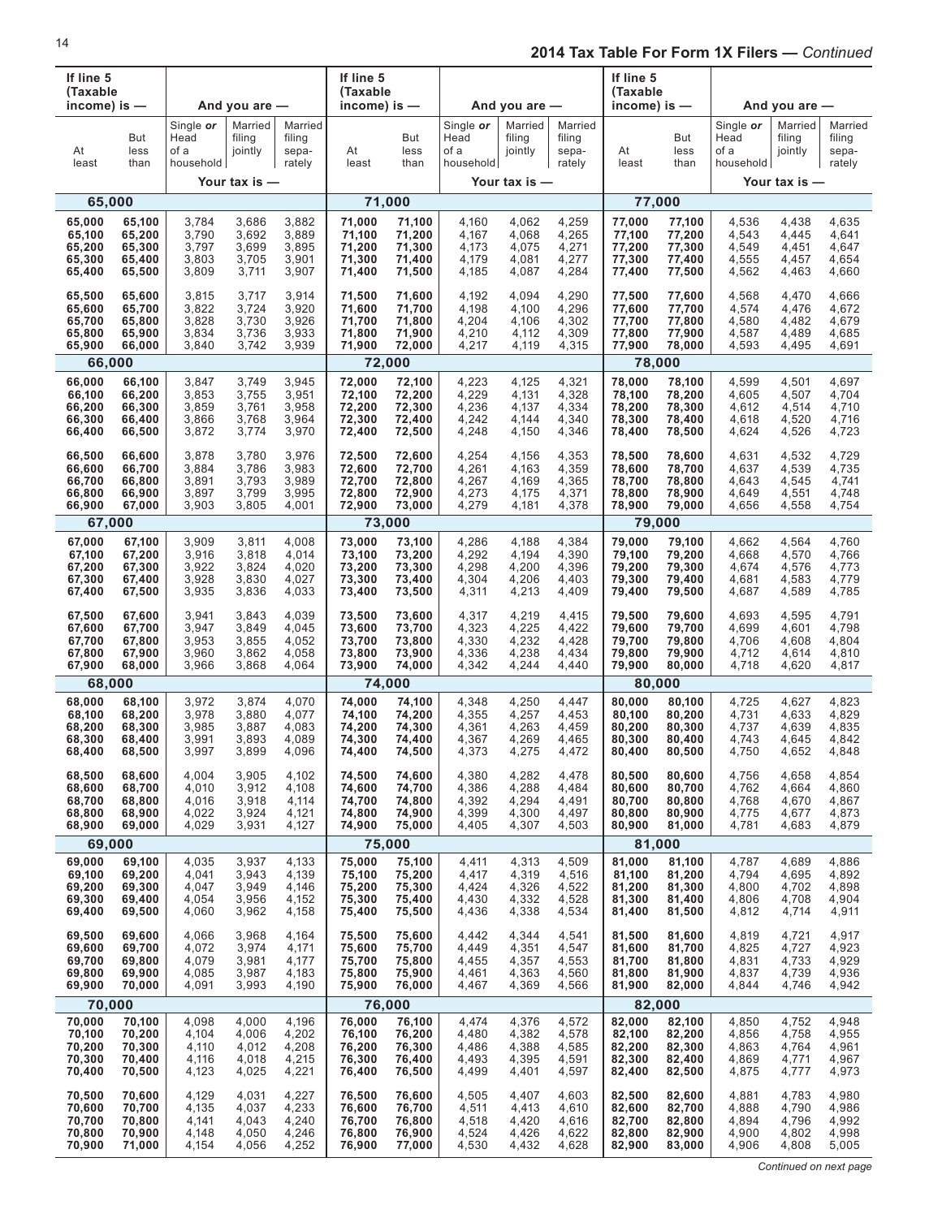## 2014 Tax Table For Form 1X Filers — *Continued*

| If line 5 (Taxable income) is — At least | But less than | Single or Head of a household | Married filing jointly | Married filing separately |
|---|---|---|---|---|
| **65,000** | | | | |
| 65,000 | 65,100 | 3,784 | 3,686 | 3,882 |
| 65,100 | 65,200 | 3,790 | 3,692 | 3,889 |
| 65,200 | 65,300 | 3,797 | 3,699 | 3,895 |
| 65,300 | 65,400 | 3,803 | 3,705 | 3,901 |
| 65,400 | 65,500 | 3,809 | 3,711 | 3,907 |
| 65,500 | 65,600 | 3,815 | 3,717 | 3,914 |
| 65,600 | 65,700 | 3,822 | 3,724 | 3,920 |
| 65,700 | 65,800 | 3,828 | 3,730 | 3,926 |
| 65,800 | 65,900 | 3,834 | 3,736 | 3,933 |
| 65,900 | 66,000 | 3,840 | 3,742 | 3,939 |
| **66,000** | | | | |
| 66,000 | 66,100 | 3,847 | 3,749 | 3,945 |
| 66,100 | 66,200 | 3,853 | 3,755 | 3,951 |
| 66,200 | 66,300 | 3,859 | 3,761 | 3,958 |
| 66,300 | 66,400 | 3,866 | 3,768 | 3,964 |
| 66,400 | 66,500 | 3,872 | 3,774 | 3,970 |
| 66,500 | 66,600 | 3,878 | 3,780 | 3,976 |
| 66,600 | 66,700 | 3,884 | 3,786 | 3,983 |
| 66,700 | 66,800 | 3,891 | 3,793 | 3,989 |
| 66,800 | 66,900 | 3,897 | 3,799 | 3,995 |
| 66,900 | 67,000 | 3,903 | 3,805 | 4,001 |
| **67,000** | | | | |
| 67,000 | 67,100 | 3,909 | 3,811 | 4,008 |
| 67,100 | 67,200 | 3,916 | 3,818 | 4,014 |
| 67,200 | 67,300 | 3,922 | 3,824 | 4,020 |
| 67,300 | 67,400 | 3,928 | 3,830 | 4,027 |
| 67,400 | 67,500 | 3,935 | 3,836 | 4,033 |
| 67,500 | 67,600 | 3,941 | 3,843 | 4,039 |
| 67,600 | 67,700 | 3,947 | 3,849 | 4,045 |
| 67,700 | 67,800 | 3,953 | 3,855 | 4,052 |
| 67,800 | 67,900 | 3,960 | 3,862 | 4,058 |
| 67,900 | 68,000 | 3,966 | 3,868 | 4,064 |
| **68,000** | | | | |
| 68,000 | 68,100 | 3,972 | 3,874 | 4,070 |
| 68,100 | 68,200 | 3,978 | 3,880 | 4,077 |
| 68,200 | 68,300 | 3,985 | 3,887 | 4,083 |
| 68,300 | 68,400 | 3,991 | 3,893 | 4,089 |
| 68,400 | 68,500 | 3,997 | 3,899 | 4,096 |
| 68,500 | 68,600 | 4,004 | 3,905 | 4,102 |
| 68,600 | 68,700 | 4,010 | 3,912 | 4,108 |
| 68,700 | 68,800 | 4,016 | 3,918 | 4,114 |
| 68,800 | 68,900 | 4,022 | 3,924 | 4,121 |
| 68,900 | 69,000 | 4,029 | 3,931 | 4,127 |
| **69,000** | | | | |
| 69,000 | 69,100 | 4,035 | 3,937 | 4,133 |
| 69,100 | 69,200 | 4,041 | 3,943 | 4,139 |
| 69,200 | 69,300 | 4,047 | 3,949 | 4,146 |
| 69,300 | 69,400 | 4,054 | 3,956 | 4,152 |
| 69,400 | 69,500 | 4,060 | 3,962 | 4,158 |
| 69,500 | 69,600 | 4,066 | 3,968 | 4,164 |
| 69,600 | 69,700 | 4,072 | 3,974 | 4,171 |
| 69,700 | 69,800 | 4,079 | 3,981 | 4,177 |
| 69,800 | 69,900 | 4,085 | 3,987 | 4,183 |
| 69,900 | 70,000 | 4,091 | 3,993 | 4,190 |
| **70,000** | | | | |
| 70,000 | 70,100 | 4,098 | 4,000 | 4,196 |
| 70,100 | 70,200 | 4,104 | 4,006 | 4,202 |
| 70,200 | 70,300 | 4,110 | 4,012 | 4,208 |
| 70,300 | 70,400 | 4,116 | 4,018 | 4,215 |
| 70,400 | 70,500 | 4,123 | 4,025 | 4,221 |
| 70,500 | 70,600 | 4,129 | 4,031 | 4,227 |
| 70,600 | 70,700 | 4,135 | 4,037 | 4,233 |
| 70,700 | 70,800 | 4,141 | 4,043 | 4,240 |
| 70,800 | 70,900 | 4,148 | 4,050 | 4,246 |
| 70,900 | 71,000 | 4,154 | 4,056 | 4,252 |
| **71,000** | | | | |
| 71,000 | 71,100 | 4,160 | 4,062 | 4,259 |
| 71,100 | 71,200 | 4,167 | 4,068 | 4,265 |
| 71,200 | 71,300 | 4,173 | 4,075 | 4,271 |
| 71,300 | 71,400 | 4,179 | 4,081 | 4,277 |
| 71,400 | 71,500 | 4,185 | 4,087 | 4,284 |
| 71,500 | 71,600 | 4,192 | 4,094 | 4,290 |
| 71,600 | 71,700 | 4,198 | 4,100 | 4,296 |
| 71,700 | 71,800 | 4,204 | 4,106 | 4,302 |
| 71,800 | 71,900 | 4,210 | 4,112 | 4,309 |
| 71,900 | 72,000 | 4,217 | 4,119 | 4,315 |
| **72,000** | | | | |
| 72,000 | 72,100 | 4,223 | 4,125 | 4,321 |
| 72,100 | 72,200 | 4,229 | 4,131 | 4,328 |
| 72,200 | 72,300 | 4,236 | 4,137 | 4,334 |
| 72,300 | 72,400 | 4,242 | 4,144 | 4,340 |
| 72,400 | 72,500 | 4,248 | 4,150 | 4,346 |
| 72,500 | 72,600 | 4,254 | 4,156 | 4,353 |
| 72,600 | 72,700 | 4,261 | 4,163 | 4,359 |
| 72,700 | 72,800 | 4,267 | 4,169 | 4,365 |
| 72,800 | 72,900 | 4,273 | 4,175 | 4,371 |
| 72,900 | 73,000 | 4,279 | 4,181 | 4,378 |
| **73,000** | | | | |
| 73,000 | 73,100 | 4,286 | 4,188 | 4,384 |
| 73,100 | 73,200 | 4,292 | 4,194 | 4,390 |
| 73,200 | 73,300 | 4,298 | 4,200 | 4,396 |
| 73,300 | 73,400 | 4,304 | 4,206 | 4,403 |
| 73,400 | 73,500 | 4,311 | 4,213 | 4,409 |
| 73,500 | 73,600 | 4,317 | 4,219 | 4,415 |
| 73,600 | 73,700 | 4,323 | 4,225 | 4,422 |
| 73,700 | 73,800 | 4,330 | 4,232 | 4,428 |
| 73,800 | 73,900 | 4,336 | 4,238 | 4,434 |
| 73,900 | 74,000 | 4,342 | 4,244 | 4,440 |
| **74,000** | | | | |
| 74,000 | 74,100 | 4,348 | 4,250 | 4,447 |
| 74,100 | 74,200 | 4,355 | 4,257 | 4,453 |
| 74,200 | 74,300 | 4,361 | 4,263 | 4,459 |
| 74,300 | 74,400 | 4,367 | 4,269 | 4,465 |
| 74,400 | 74,500 | 4,373 | 4,275 | 4,472 |
| 74,500 | 74,600 | 4,380 | 4,282 | 4,478 |
| 74,600 | 74,700 | 4,386 | 4,288 | 4,484 |
| 74,700 | 74,800 | 4,392 | 4,294 | 4,491 |
| 74,800 | 74,900 | 4,399 | 4,300 | 4,497 |
| 74,900 | 75,000 | 4,405 | 4,307 | 4,503 |
| **75,000** | | | | |
| 75,000 | 75,100 | 4,411 | 4,313 | 4,509 |
| 75,100 | 75,200 | 4,417 | 4,319 | 4,516 |
| 75,200 | 75,300 | 4,424 | 4,326 | 4,522 |
| 75,300 | 75,400 | 4,430 | 4,332 | 4,528 |
| 75,400 | 75,500 | 4,436 | 4,338 | 4,534 |
| 75,500 | 75,600 | 4,442 | 4,344 | 4,541 |
| 75,600 | 75,700 | 4,449 | 4,351 | 4,547 |
| 75,700 | 75,800 | 4,455 | 4,357 | 4,553 |
| 75,800 | 75,900 | 4,461 | 4,363 | 4,560 |
| 75,900 | 76,000 | 4,467 | 4,369 | 4,566 |
| **76,000** | | | | |
| 76,000 | 76,100 | 4,474 | 4,376 | 4,572 |
| 76,100 | 76,200 | 4,480 | 4,382 | 4,578 |
| 76,200 | 76,300 | 4,486 | 4,388 | 4,585 |
| 76,300 | 76,400 | 4,493 | 4,395 | 4,591 |
| 76,400 | 76,500 | 4,499 | 4,401 | 4,597 |
| 76,500 | 76,600 | 4,505 | 4,407 | 4,603 |
| 76,600 | 76,700 | 4,511 | 4,413 | 4,610 |
| 76,700 | 76,800 | 4,518 | 4,420 | 4,616 |
| 76,800 | 76,900 | 4,524 | 4,426 | 4,622 |
| 76,900 | 77,000 | 4,530 | 4,432 | 4,628 |
| **77,000** | | | | |
| 77,000 | 77,100 | 4,536 | 4,438 | 4,635 |
| 77,100 | 77,200 | 4,543 | 4,445 | 4,641 |
| 77,200 | 77,300 | 4,549 | 4,451 | 4,647 |
| 77,300 | 77,400 | 4,555 | 4,457 | 4,654 |
| 77,400 | 77,500 | 4,562 | 4,463 | 4,660 |
| 77,500 | 77,600 | 4,568 | 4,470 | 4,666 |
| 77,600 | 77,700 | 4,574 | 4,476 | 4,672 |
| 77,700 | 77,800 | 4,580 | 4,482 | 4,679 |
| 77,800 | 77,900 | 4,587 | 4,489 | 4,685 |
| 77,900 | 78,000 | 4,593 | 4,495 | 4,691 |
| **78,000** | | | | |
| 78,000 | 78,100 | 4,599 | 4,501 | 4,697 |
| 78,100 | 78,200 | 4,605 | 4,507 | 4,704 |
| 78,200 | 78,300 | 4,612 | 4,514 | 4,710 |
| 78,300 | 78,400 | 4,618 | 4,520 | 4,716 |
| 78,400 | 78,500 | 4,624 | 4,526 | 4,723 |
| 78,500 | 78,600 | 4,631 | 4,532 | 4,729 |
| 78,600 | 78,700 | 4,637 | 4,539 | 4,735 |
| 78,700 | 78,800 | 4,643 | 4,545 | 4,741 |
| 78,800 | 78,900 | 4,649 | 4,551 | 4,748 |
| 78,900 | 79,000 | 4,656 | 4,558 | 4,754 |
| **79,000** | | | | |
| 79,000 | 79,100 | 4,662 | 4,564 | 4,760 |
| 79,100 | 79,200 | 4,668 | 4,570 | 4,766 |
| 79,200 | 79,300 | 4,674 | 4,576 | 4,773 |
| 79,300 | 79,400 | 4,681 | 4,583 | 4,779 |
| 79,400 | 79,500 | 4,687 | 4,589 | 4,785 |
| 79,500 | 79,600 | 4,693 | 4,595 | 4,791 |
| 79,600 | 79,700 | 4,699 | 4,601 | 4,798 |
| 79,700 | 79,800 | 4,706 | 4,608 | 4,804 |
| 79,800 | 79,900 | 4,712 | 4,614 | 4,810 |
| 79,900 | 80,000 | 4,718 | 4,620 | 4,817 |
| **80,000** | | | | |
| 80,000 | 80,100 | 4,725 | 4,627 | 4,823 |
| 80,100 | 80,200 | 4,731 | 4,633 | 4,829 |
| 80,200 | 80,300 | 4,737 | 4,639 | 4,835 |
| 80,300 | 80,400 | 4,743 | 4,645 | 4,842 |
| 80,400 | 80,500 | 4,750 | 4,652 | 4,848 |
| 80,500 | 80,600 | 4,756 | 4,658 | 4,854 |
| 80,600 | 80,700 | 4,762 | 4,664 | 4,860 |
| 80,700 | 80,800 | 4,768 | 4,670 | 4,867 |
| 80,800 | 80,900 | 4,775 | 4,677 | 4,873 |
| 80,900 | 81,000 | 4,781 | 4,683 | 4,879 |
| **81,000** | | | | |
| 81,000 | 81,100 | 4,787 | 4,689 | 4,886 |
| 81,100 | 81,200 | 4,794 | 4,695 | 4,892 |
| 81,200 | 81,300 | 4,800 | 4,702 | 4,898 |
| 81,300 | 81,400 | 4,806 | 4,708 | 4,904 |
| 81,400 | 81,500 | 4,812 | 4,714 | 4,911 |
| 81,500 | 81,600 | 4,819 | 4,721 | 4,917 |
| 81,600 | 81,700 | 4,825 | 4,727 | 4,923 |
| 81,700 | 81,800 | 4,831 | 4,733 | 4,929 |
| 81,800 | 81,900 | 4,837 | 4,739 | 4,936 |
| 81,900 | 82,000 | 4,844 | 4,746 | 4,942 |
| **82,000** | | | | |
| 82,000 | 82,100 | 4,850 | 4,752 | 4,948 |
| 82,100 | 82,200 | 4,856 | 4,758 | 4,955 |
| 82,200 | 82,300 | 4,863 | 4,764 | 4,961 |
| 82,300 | 82,400 | 4,869 | 4,771 | 4,967 |
| 82,400 | 82,500 | 4,875 | 4,777 | 4,973 |
| 82,500 | 82,600 | 4,881 | 4,783 | 4,980 |
| 82,600 | 82,700 | 4,888 | 4,790 | 4,986 |
| 82,700 | 82,800 | 4,894 | 4,796 | 4,992 |
| 82,800 | 82,900 | 4,900 | 4,802 | 4,998 |
| 82,900 | 83,000 | 4,906 | 4,808 | 5,005 |

*Continued on next page*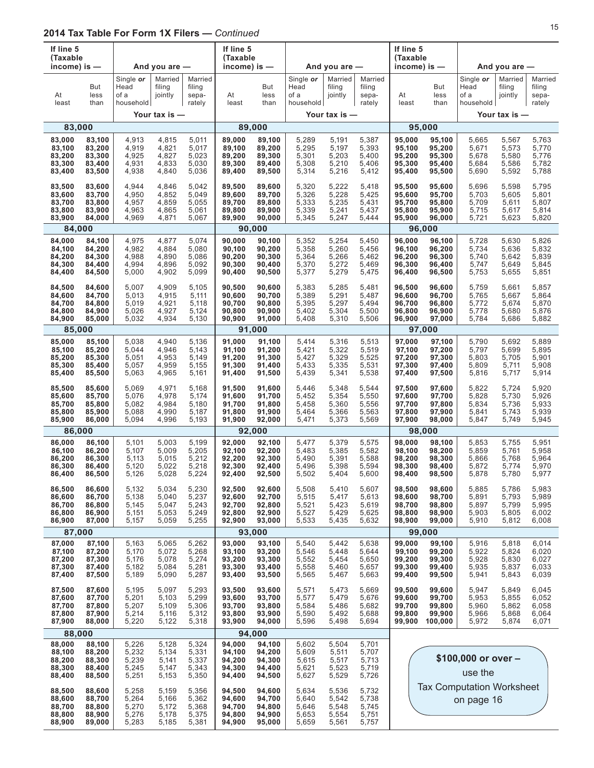## 2014 Tax Table For Form 1X Filers — *Continued*

| If line 5 (Taxable income) is — At least | But less than | And you are — Single or Head of a household | Married filing jointly | Married filing sepa-rately |
|---|---|---|---|---|
| | | Your tax is — | | |
| **83,000** | | | | |
| 83,000 | 83,100 | 4,913 | 4,815 | 5,011 |
| 83,100 | 83,200 | 4,919 | 4,821 | 5,017 |
| 83,200 | 83,300 | 4,925 | 4,827 | 5,023 |
| 83,300 | 83,400 | 4,931 | 4,833 | 5,030 |
| 83,400 | 83,500 | 4,938 | 4,840 | 5,036 |
| 83,500 | 83,600 | 4,944 | 4,846 | 5,042 |
| 83,600 | 83,700 | 4,950 | 4,852 | 5,049 |
| 83,700 | 83,800 | 4,957 | 4,859 | 5,055 |
| 83,800 | 83,900 | 4,963 | 4,865 | 5,061 |
| 83,900 | 84,000 | 4,969 | 4,871 | 5,067 |
| **84,000** | | | | |
| 84,000 | 84,100 | 4,975 | 4,877 | 5,074 |
| 84,100 | 84,200 | 4,982 | 4,884 | 5,080 |
| 84,200 | 84,300 | 4,988 | 4,890 | 5,086 |
| 84,300 | 84,400 | 4,994 | 4,896 | 5,092 |
| 84,400 | 84,500 | 5,000 | 4,902 | 5,099 |
| 84,500 | 84,600 | 5,007 | 4,909 | 5,105 |
| 84,600 | 84,700 | 5,013 | 4,915 | 5,111 |
| 84,700 | 84,800 | 5,019 | 4,921 | 5,118 |
| 84,800 | 84,900 | 5,026 | 4,927 | 5,124 |
| 84,900 | 85,000 | 5,032 | 4,934 | 5,130 |
| **85,000** | | | | |
| 85,000 | 85,100 | 5,038 | 4,940 | 5,136 |
| 85,100 | 85,200 | 5,044 | 4,946 | 5,143 |
| 85,200 | 85,300 | 5,051 | 4,953 | 5,149 |
| 85,300 | 85,400 | 5,057 | 4,959 | 5,155 |
| 85,400 | 85,500 | 5,063 | 4,965 | 5,161 |
| 85,500 | 85,600 | 5,069 | 4,971 | 5,168 |
| 85,600 | 85,700 | 5,076 | 4,978 | 5,174 |
| 85,700 | 85,800 | 5,082 | 4,984 | 5,180 |
| 85,800 | 85,900 | 5,088 | 4,990 | 5,187 |
| 85,900 | 86,000 | 5,094 | 4,996 | 5,193 |
| **86,000** | | | | |
| 86,000 | 86,100 | 5,101 | 5,003 | 5,199 |
| 86,100 | 86,200 | 5,107 | 5,009 | 5,205 |
| 86,200 | 86,300 | 5,113 | 5,015 | 5,212 |
| 86,300 | 86,400 | 5,120 | 5,022 | 5,218 |
| 86,400 | 86,500 | 5,126 | 5,028 | 5,224 |
| 86,500 | 86,600 | 5,132 | 5,034 | 5,230 |
| 86,600 | 86,700 | 5,138 | 5,040 | 5,237 |
| 86,700 | 86,800 | 5,145 | 5,047 | 5,243 |
| 86,800 | 86,900 | 5,151 | 5,053 | 5,249 |
| 86,900 | 87,000 | 5,157 | 5,059 | 5,255 |
| **87,000** | | | | |
| 87,000 | 87,100 | 5,163 | 5,065 | 5,262 |
| 87,100 | 87,200 | 5,170 | 5,072 | 5,268 |
| 87,200 | 87,300 | 5,176 | 5,078 | 5,274 |
| 87,300 | 87,400 | 5,182 | 5,084 | 5,281 |
| 87,400 | 87,500 | 5,189 | 5,090 | 5,287 |
| 87,500 | 87,600 | 5,195 | 5,097 | 5,293 |
| 87,600 | 87,700 | 5,201 | 5,103 | 5,299 |
| 87,700 | 87,800 | 5,207 | 5,109 | 5,306 |
| 87,800 | 87,900 | 5,214 | 5,116 | 5,312 |
| 87,900 | 88,000 | 5,220 | 5,122 | 5,318 |
| **88,000** | | | | |
| 88,000 | 88,100 | 5,226 | 5,128 | 5,324 |
| 88,100 | 88,200 | 5,232 | 5,134 | 5,331 |
| 88,200 | 88,300 | 5,239 | 5,141 | 5,337 |
| 88,300 | 88,400 | 5,245 | 5,147 | 5,343 |
| 88,400 | 88,500 | 5,251 | 5,153 | 5,350 |
| 88,500 | 88,600 | 5,258 | 5,159 | 5,356 |
| 88,600 | 88,700 | 5,264 | 5,166 | 5,362 |
| 88,700 | 88,800 | 5,270 | 5,172 | 5,368 |
| 88,800 | 88,900 | 5,276 | 5,178 | 5,375 |
| 88,900 | 89,000 | 5,283 | 5,185 | 5,381 |
| **89,000** | | | | |
| 89,000 | 89,100 | 5,289 | 5,191 | 5,387 |
| 89,100 | 89,200 | 5,295 | 5,197 | 5,393 |
| 89,200 | 89,300 | 5,301 | 5,203 | 5,400 |
| 89,300 | 89,400 | 5,308 | 5,210 | 5,406 |
| 89,400 | 89,500 | 5,314 | 5,216 | 5,412 |
| 89,500 | 89,600 | 5,320 | 5,222 | 5,418 |
| 89,600 | 89,700 | 5,326 | 5,228 | 5,425 |
| 89,700 | 89,800 | 5,333 | 5,235 | 5,431 |
| 89,800 | 89,900 | 5,339 | 5,241 | 5,437 |
| 89,900 | 90,000 | 5,345 | 5,247 | 5,444 |
| **90,000** | | | | |
| 90,000 | 90,100 | 5,352 | 5,254 | 5,450 |
| 90,100 | 90,200 | 5,358 | 5,260 | 5,456 |
| 90,200 | 90,300 | 5,364 | 5,266 | 5,462 |
| 90,300 | 90,400 | 5,370 | 5,272 | 5,469 |
| 90,400 | 90,500 | 5,377 | 5,279 | 5,475 |
| 90,500 | 90,600 | 5,383 | 5,285 | 5,481 |
| 90,600 | 90,700 | 5,389 | 5,291 | 5,487 |
| 90,700 | 90,800 | 5,395 | 5,297 | 5,494 |
| 90,800 | 90,900 | 5,402 | 5,304 | 5,500 |
| 90,900 | 91,000 | 5,408 | 5,310 | 5,506 |
| **91,000** | | | | |
| 91,000 | 91,100 | 5,414 | 5,316 | 5,513 |
| 91,100 | 91,200 | 5,421 | 5,322 | 5,519 |
| 91,200 | 91,300 | 5,427 | 5,329 | 5,525 |
| 91,300 | 91,400 | 5,433 | 5,335 | 5,531 |
| 91,400 | 91,500 | 5,439 | 5,341 | 5,538 |
| 91,500 | 91,600 | 5,446 | 5,348 | 5,544 |
| 91,600 | 91,700 | 5,452 | 5,354 | 5,550 |
| 91,700 | 91,800 | 5,458 | 5,360 | 5,556 |
| 91,800 | 91,900 | 5,464 | 5,366 | 5,563 |
| 91,900 | 92,000 | 5,471 | 5,373 | 5,569 |
| **92,000** | | | | |
| 92,000 | 92,100 | 5,477 | 5,379 | 5,575 |
| 92,100 | 92,200 | 5,483 | 5,385 | 5,582 |
| 92,200 | 92,300 | 5,490 | 5,391 | 5,588 |
| 92,300 | 92,400 | 5,496 | 5,398 | 5,594 |
| 92,400 | 92,500 | 5,502 | 5,404 | 5,600 |
| 92,500 | 92,600 | 5,508 | 5,410 | 5,607 |
| 92,600 | 92,700 | 5,515 | 5,417 | 5,613 |
| 92,700 | 92,800 | 5,521 | 5,423 | 5,619 |
| 92,800 | 92,900 | 5,527 | 5,429 | 5,625 |
| 92,900 | 93,000 | 5,533 | 5,435 | 5,632 |
| **93,000** | | | | |
| 93,000 | 93,100 | 5,540 | 5,442 | 5,638 |
| 93,100 | 93,200 | 5,546 | 5,448 | 5,644 |
| 93,200 | 93,300 | 5,552 | 5,454 | 5,650 |
| 93,300 | 93,400 | 5,558 | 5,460 | 5,657 |
| 93,400 | 93,500 | 5,565 | 5,467 | 5,663 |
| 93,500 | 93,600 | 5,571 | 5,473 | 5,669 |
| 93,600 | 93,700 | 5,577 | 5,479 | 5,676 |
| 93,700 | 93,800 | 5,584 | 5,486 | 5,682 |
| 93,800 | 93,900 | 5,590 | 5,492 | 5,688 |
| 93,900 | 94,000 | 5,596 | 5,498 | 5,694 |
| **94,000** | | | | |
| 94,000 | 94,100 | 5,602 | 5,504 | 5,701 |
| 94,100 | 94,200 | 5,609 | 5,511 | 5,707 |
| 94,200 | 94,300 | 5,615 | 5,517 | 5,713 |
| 94,300 | 94,400 | 5,621 | 5,523 | 5,719 |
| 94,400 | 94,500 | 5,627 | 5,529 | 5,726 |
| 94,500 | 94,600 | 5,634 | 5,536 | 5,732 |
| 94,600 | 94,700 | 5,640 | 5,542 | 5,738 |
| 94,700 | 94,800 | 5,646 | 5,548 | 5,745 |
| 94,800 | 94,900 | 5,653 | 5,554 | 5,751 |
| 94,900 | 95,000 | 5,659 | 5,561 | 5,757 |
| **95,000** | | | | |
| 95,000 | 95,100 | 5,665 | 5,567 | 5,763 |
| 95,100 | 95,200 | 5,671 | 5,573 | 5,770 |
| 95,200 | 95,300 | 5,678 | 5,580 | 5,776 |
| 95,300 | 95,400 | 5,684 | 5,586 | 5,782 |
| 95,400 | 95,500 | 5,690 | 5,592 | 5,788 |
| 95,500 | 95,600 | 5,696 | 5,598 | 5,795 |
| 95,600 | 95,700 | 5,703 | 5,605 | 5,801 |
| 95,700 | 95,800 | 5,709 | 5,611 | 5,807 |
| 95,800 | 95,900 | 5,715 | 5,617 | 5,814 |
| 95,900 | 96,000 | 5,721 | 5,623 | 5,820 |
| **96,000** | | | | |
| 96,000 | 96,100 | 5,728 | 5,630 | 5,826 |
| 96,100 | 96,200 | 5,734 | 5,636 | 5,832 |
| 96,200 | 96,300 | 5,740 | 5,642 | 5,839 |
| 96,300 | 96,400 | 5,747 | 5,649 | 5,845 |
| 96,400 | 96,500 | 5,753 | 5,655 | 5,851 |
| 96,500 | 96,600 | 5,759 | 5,661 | 5,857 |
| 96,600 | 96,700 | 5,765 | 5,667 | 5,864 |
| 96,700 | 96,800 | 5,772 | 5,674 | 5,870 |
| 96,800 | 96,900 | 5,778 | 5,680 | 5,876 |
| 96,900 | 97,000 | 5,784 | 5,686 | 5,882 |
| **97,000** | | | | |
| 97,000 | 97,100 | 5,790 | 5,692 | 5,889 |
| 97,100 | 97,200 | 5,797 | 5,699 | 5,895 |
| 97,200 | 97,300 | 5,803 | 5,705 | 5,901 |
| 97,300 | 97,400 | 5,809 | 5,711 | 5,908 |
| 97,400 | 97,500 | 5,816 | 5,717 | 5,914 |
| 97,500 | 97,600 | 5,822 | 5,724 | 5,920 |
| 97,600 | 97,700 | 5,828 | 5,730 | 5,926 |
| 97,700 | 97,800 | 5,834 | 5,736 | 5,933 |
| 97,800 | 97,900 | 5,841 | 5,743 | 5,939 |
| 97,900 | 98,000 | 5,847 | 5,749 | 5,945 |
| **98,000** | | | | |
| 98,000 | 98,100 | 5,853 | 5,755 | 5,951 |
| 98,100 | 98,200 | 5,859 | 5,761 | 5,958 |
| 98,200 | 98,300 | 5,866 | 5,768 | 5,964 |
| 98,300 | 98,400 | 5,872 | 5,774 | 5,970 |
| 98,400 | 98,500 | 5,878 | 5,780 | 5,977 |
| 98,500 | 98,600 | 5,885 | 5,786 | 5,983 |
| 98,600 | 98,700 | 5,891 | 5,793 | 5,989 |
| 98,700 | 98,800 | 5,897 | 5,799 | 5,995 |
| 98,800 | 98,900 | 5,903 | 5,805 | 6,002 |
| 98,900 | 99,000 | 5,910 | 5,812 | 6,008 |
| **99,000** | | | | |
| 99,000 | 99,100 | 5,916 | 5,818 | 6,014 |
| 99,100 | 99,200 | 5,922 | 5,824 | 6,020 |
| 99,200 | 99,300 | 5,928 | 5,830 | 6,027 |
| 99,300 | 99,400 | 5,935 | 5,837 | 6,033 |
| 99,400 | 99,500 | 5,941 | 5,843 | 6,039 |
| 99,500 | 99,600 | 5,947 | 5,849 | 6,045 |
| 99,600 | 99,700 | 5,953 | 5,855 | 6,052 |
| 99,700 | 99,800 | 5,960 | 5,862 | 6,058 |
| 99,800 | 99,900 | 5,966 | 5,868 | 6,064 |
| 99,900 | 100,000 | 5,972 | 5,874 | 6,071 |

**$100,000 or over –** use the Tax Computation Worksheet on page 16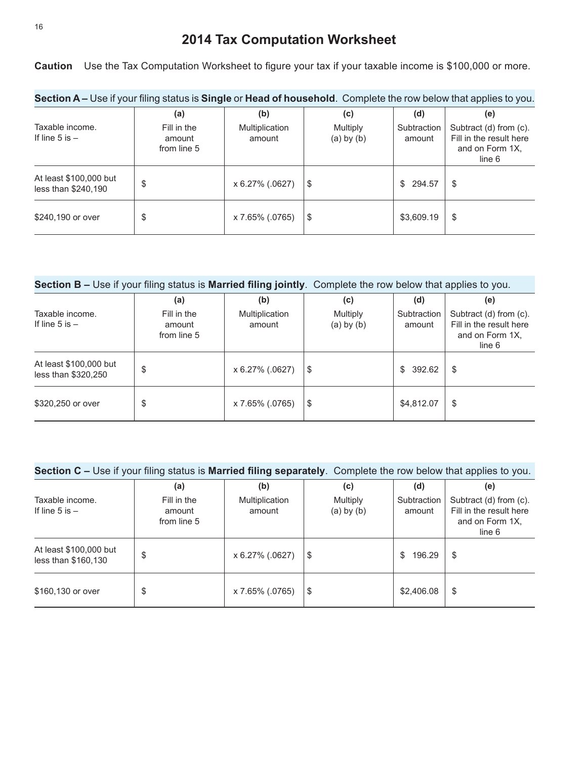# 2014 Tax Computation Worksheet

**Caution** Use the Tax Computation Worksheet to figure your tax if your taxable income is $100,000 or more.

**Section A –** Use if your filing status is **Single** or **Head of household**. Complete the row below that applies to you.

| Taxable income. If line 5 is – | (a) Fill in the amount from line 5 | (b) Multiplication amount | (c) Multiply (a) by (b) | (d) Subtraction amount | (e) Subtract (d) from (c). Fill in the result here and on Form 1X, line 6 |
|---|---|---|---|---|---|
| At least $100,000 but less than $240,190 | $ | x 6.27% (.0627) | $ | $ 294.57 | $ |
| $240,190 or over | $ | x 7.65% (.0765) | $ | $3,609.19 | $ |

**Section B –** Use if your filing status is **Married filing jointly**. Complete the row below that applies to you.

| Taxable income. If line 5 is – | (a) Fill in the amount from line 5 | (b) Multiplication amount | (c) Multiply (a) by (b) | (d) Subtraction amount | (e) Subtract (d) from (c). Fill in the result here and on Form 1X, line 6 |
|---|---|---|---|---|---|
| At least $100,000 but less than $320,250 | $ | x 6.27% (.0627) | $ | $ 392.62 | $ |
| $320,250 or over | $ | x 7.65% (.0765) | $ | $4,812.07 | $ |

**Section C –** Use if your filing status is **Married filing separately**. Complete the row below that applies to you.

| Taxable income. If line 5 is – | (a) Fill in the amount from line 5 | (b) Multiplication amount | (c) Multiply (a) by (b) | (d) Subtraction amount | (e) Subtract (d) from (c). Fill in the result here and on Form 1X, line 6 |
|---|---|---|---|---|---|
| At least $100,000 but less than $160,130 | $ | x 6.27% (.0627) | $ | $ 196.29 | $ |
| $160,130 or over | $ | x 7.65% (.0765) | $ | $2,406.08 | $ |